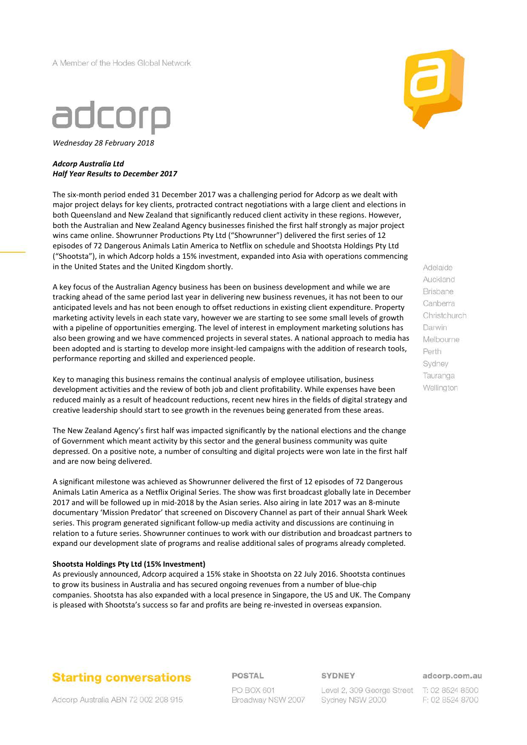A Member of the Hodes Global Network

# adcorp

*Wednesday 28 February 2018*

***Adcorp Australia Ltd***
***Half Year Results to December 2017***

The six-month period ended 31 December 2017 was a challenging period for Adcorp as we dealt with major project delays for key clients, protracted contract negotiations with a large client and elections in both Queensland and New Zealand that significantly reduced client activity in these regions. However, both the Australian and New Zealand Agency businesses finished the first half strongly as major project wins came online. Showrunner Productions Pty Ltd ("Showrunner") delivered the first series of 12 episodes of 72 Dangerous Animals Latin America to Netflix on schedule and Shootsta Holdings Pty Ltd ("Shootsta"), in which Adcorp holds a 15% investment, expanded into Asia with operations commencing in the United States and the United Kingdom shortly.

A key focus of the Australian Agency business has been on business development and while we are tracking ahead of the same period last year in delivering new business revenues, it has not been to our anticipated levels and has not been enough to offset reductions in existing client expenditure. Property marketing activity levels in each state vary, however we are starting to see some small levels of growth with a pipeline of opportunities emerging. The level of interest in employment marketing solutions has also been growing and we have commenced projects in several states. A national approach to media has been adopted and is starting to develop more insight-led campaigns with the addition of research tools, performance reporting and skilled and experienced people.

Key to managing this business remains the continual analysis of employee utilisation, business development activities and the review of both job and client profitability. While expenses have been reduced mainly as a result of headcount reductions, recent new hires in the fields of digital strategy and creative leadership should start to see growth in the revenues being generated from these areas.

The New Zealand Agency's first half was impacted significantly by the national elections and the change of Government which meant activity by this sector and the general business community was quite depressed. On a positive note, a number of consulting and digital projects were won late in the first half and are now being delivered.

A significant milestone was achieved as Showrunner delivered the first of 12 episodes of 72 Dangerous Animals Latin America as a Netflix Original Series. The show was first broadcast globally late in December 2017 and will be followed up in mid-2018 by the Asian series. Also airing in late 2017 was an 8-minute documentary 'Mission Predator' that screened on Discovery Channel as part of their annual Shark Week series. This program generated significant follow-up media activity and discussions are continuing in relation to a future series. Showrunner continues to work with our distribution and broadcast partners to expand our development slate of programs and realise additional sales of programs already completed.

**Shootsta Holdings Pty Ltd (15% Investment)**

As previously announced, Adcorp acquired a 15% stake in Shootsta on 22 July 2016. Shootsta continues to grow its business in Australia and has secured ongoing revenues from a number of blue-chip companies. Shootsta has also expanded with a local presence in Singapore, the US and UK. The Company is pleased with Shootsta's success so far and profits are being re-invested in overseas expansion.

Adelaide
Auckland
Brisbane
Canberra
Christchurch
Darwin
Melbourne
Perth
Sydney
Tauranga
Wellington

**Starting conversations**

Adcorp Australia ABN 72 002 208 915

**POSTAL**
PO BOX 601
Broadway NSW 2007

**SYDNEY**
Level 2, 309 George Street
Sydney NSW 2000

**adcorp.com.au**
T: 02 8524 8500
F: 02 8524 8700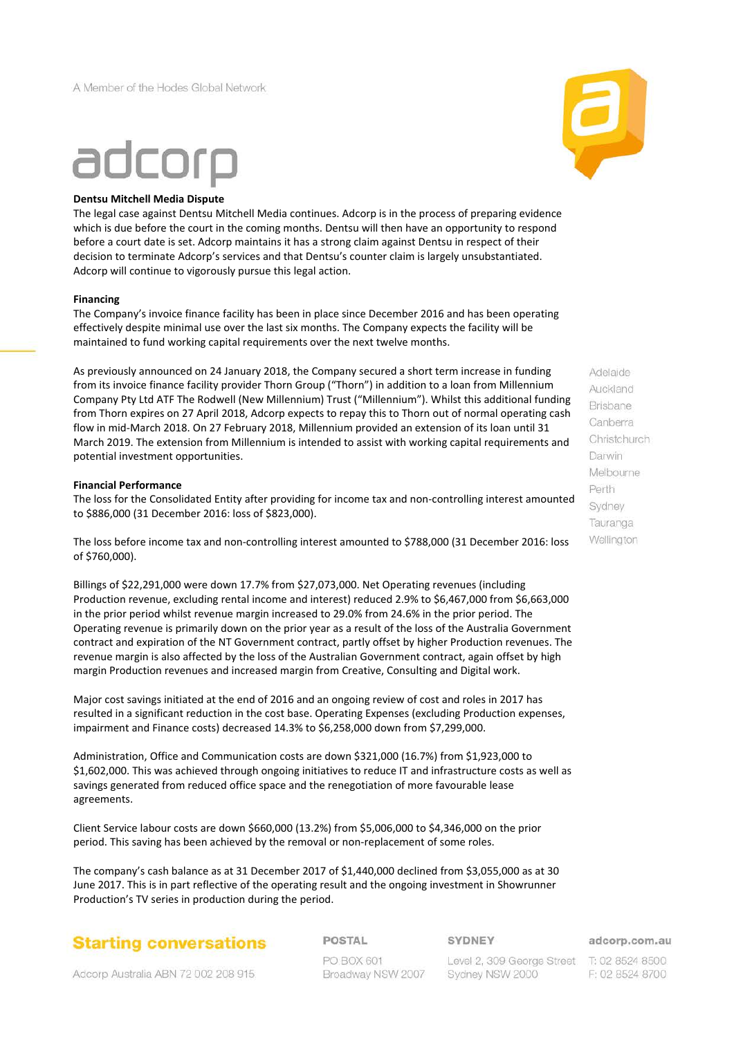### Dentsu Mitchell Media Dispute

The legal case against Dentsu Mitchell Media continues. Adcorp is in the process of preparing evidence which is due before the court in the coming months. Dentsu will then have an opportunity to respond before a court date is set. Adcorp maintains it has a strong claim against Dentsu in respect of their decision to terminate Adcorp's services and that Dentsu's counter claim is largely unsubstantiated. Adcorp will continue to vigorously pursue this legal action.

### Financing

The Company's invoice finance facility has been in place since December 2016 and has been operating effectively despite minimal use over the last six months. The Company expects the facility will be maintained to fund working capital requirements over the next twelve months.

As previously announced on 24 January 2018, the Company secured a short term increase in funding from its invoice finance facility provider Thorn Group ("Thorn") in addition to a loan from Millennium Company Pty Ltd ATF The Rodwell (New Millennium) Trust ("Millennium"). Whilst this additional funding from Thorn expires on 27 April 2018, Adcorp expects to repay this to Thorn out of normal operating cash flow in mid-March 2018. On 27 February 2018, Millennium provided an extension of its loan until 31 March 2019. The extension from Millennium is intended to assist with working capital requirements and potential investment opportunities.

### Financial Performance

The loss for the Consolidated Entity after providing for income tax and non-controlling interest amounted to $886,000 (31 December 2016: loss of $823,000).

The loss before income tax and non-controlling interest amounted to $788,000 (31 December 2016: loss of $760,000).

Billings of $22,291,000 were down 17.7% from $27,073,000. Net Operating revenues (including Production revenue, excluding rental income and interest) reduced 2.9% to $6,467,000 from $6,663,000 in the prior period whilst revenue margin increased to 29.0% from 24.6% in the prior period. The Operating revenue is primarily down on the prior year as a result of the loss of the Australia Government contract and expiration of the NT Government contract, partly offset by higher Production revenues. The revenue margin is also affected by the loss of the Australian Government contract, again offset by high margin Production revenues and increased margin from Creative, Consulting and Digital work.

Major cost savings initiated at the end of 2016 and an ongoing review of cost and roles in 2017 has resulted in a significant reduction in the cost base. Operating Expenses (excluding Production expenses, impairment and Finance costs) decreased 14.3% to $6,258,000 down from $7,299,000.

Administration, Office and Communication costs are down $321,000 (16.7%) from $1,923,000 to $1,602,000. This was achieved through ongoing initiatives to reduce IT and infrastructure costs as well as savings generated from reduced office space and the renegotiation of more favourable lease agreements.

Client Service labour costs are down $660,000 (13.2%) from $5,006,000 to $4,346,000 on the prior period. This saving has been achieved by the removal or non-replacement of some roles.

The company's cash balance as at 31 December 2017 of $1,440,000 declined from $3,055,000 as at 30 June 2017. This is in part reflective of the operating result and the ongoing investment in Showrunner Production's TV series in production during the period.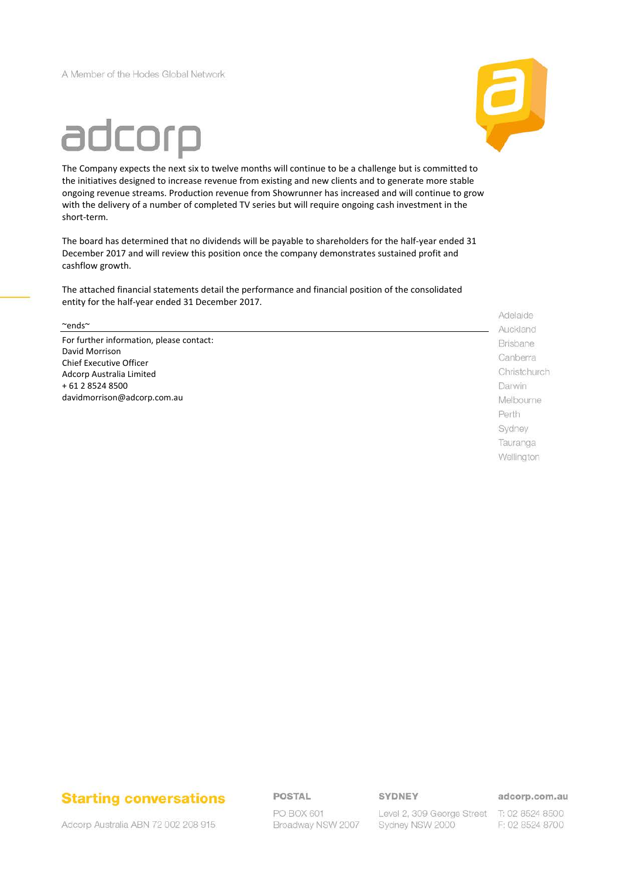The Company expects the next six to twelve months will continue to be a challenge but is committed to the initiatives designed to increase revenue from existing and new clients and to generate more stable ongoing revenue streams. Production revenue from Showrunner has increased and will continue to grow with the delivery of a number of completed TV series but will require ongoing cash investment in the short-term.

The board has determined that no dividends will be payable to shareholders for the half-year ended 31 December 2017 and will review this position once the company demonstrates sustained profit and cashflow growth.

The attached financial statements detail the performance and financial position of the consolidated entity for the half-year ended 31 December 2017.

~ends~

For further information, please contact:
David Morrison
Chief Executive Officer
Adcorp Australia Limited
+ 61 2 8524 8500
davidmorrison@adcorp.com.au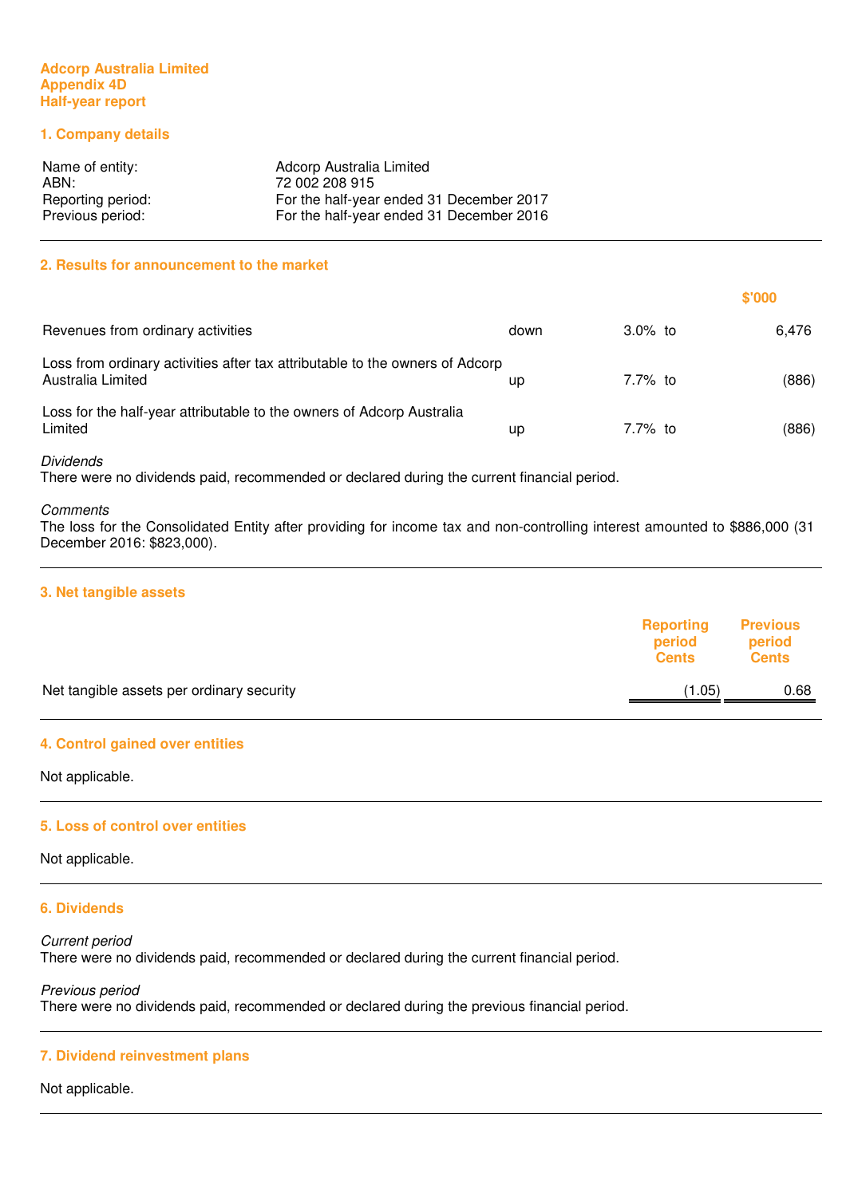**Adcorp Australia Limited**
**Appendix 4D**
**Half-year report**

## 1. Company details

| | |
|---|---|
| Name of entity: | Adcorp Australia Limited |
| ABN: | 72 002 208 915 |
| Reporting period: | For the half-year ended 31 December 2017 |
| Previous period: | For the half-year ended 31 December 2016 |

## 2. Results for announcement to the market

| | | | $'000 |
|---|---|---|---|
| Revenues from ordinary activities | down | 3.0% to | 6,476 |
| Loss from ordinary activities after tax attributable to the owners of Adcorp Australia Limited | up | 7.7% to | (886) |
| Loss for the half-year attributable to the owners of Adcorp Australia Limited | up | 7.7% to | (886) |

*Dividends*
There were no dividends paid, recommended or declared during the current financial period.

*Comments*
The loss for the Consolidated Entity after providing for income tax and non-controlling interest amounted to $886,000 (31 December 2016: $823,000).

## 3. Net tangible assets

| | Reporting period Cents | Previous period Cents |
|---|---|---|
| Net tangible assets per ordinary security | (1.05) | 0.68 |

## 4. Control gained over entities

Not applicable.

## 5. Loss of control over entities

Not applicable.

## 6. Dividends

*Current period*
There were no dividends paid, recommended or declared during the current financial period.

*Previous period*
There were no dividends paid, recommended or declared during the previous financial period.

## 7. Dividend reinvestment plans

Not applicable.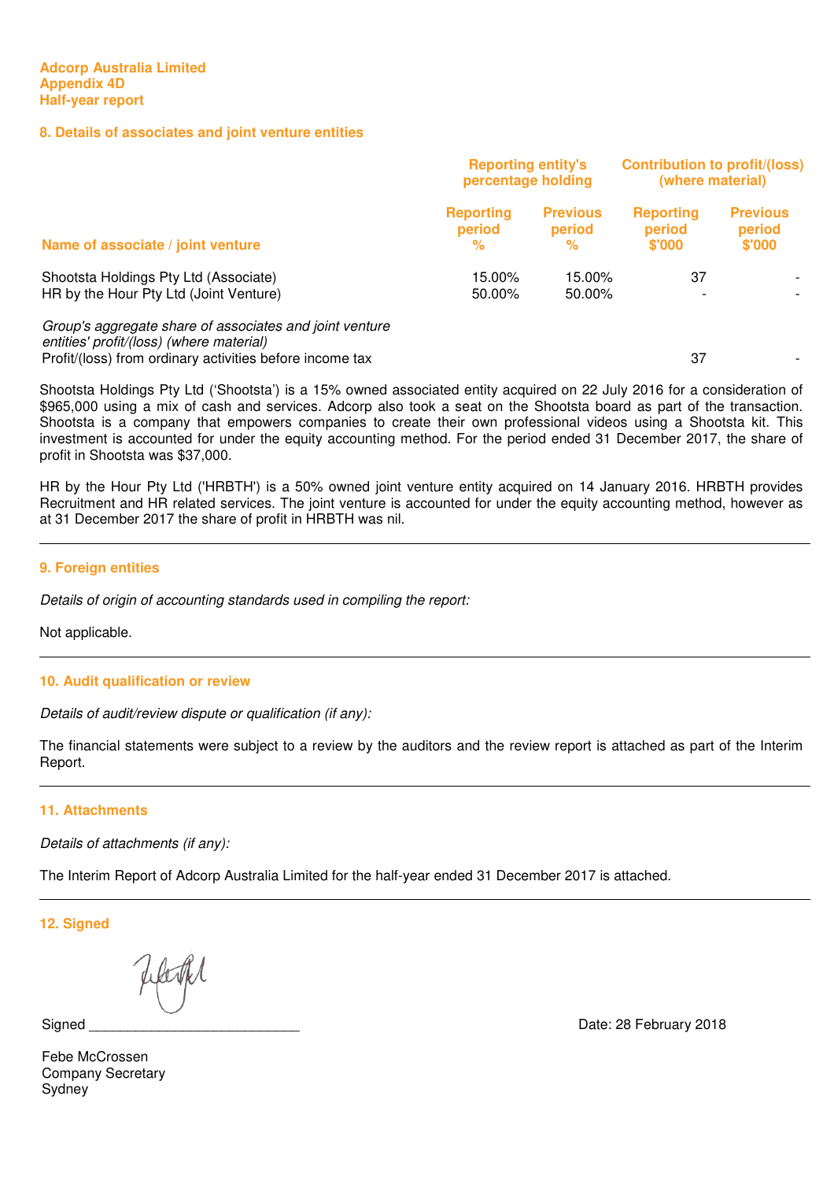**Adcorp Australia Limited**
**Appendix 4D**
**Half-year report**

## 8. Details of associates and joint venture entities

| | Reporting entity's percentage holding | | Contribution to profit/(loss) (where material) | |
|---|---|---|---|---|
| **Name of associate / joint venture** | **Reporting period %** | **Previous period %** | **Reporting period $'000** | **Previous period $'000** |
| Shootsta Holdings Pty Ltd (Associate) | 15.00% | 15.00% | 37 | - |
| HR by the Hour Pty Ltd (Joint Venture) | 50.00% | 50.00% | - | - |
| *Group's aggregate share of associates and joint venture entities' profit/(loss) (where material)* | | | | |
| Profit/(loss) from ordinary activities before income tax | | | 37 | - |

Shootsta Holdings Pty Ltd ('Shootsta') is a 15% owned associated entity acquired on 22 July 2016 for a consideration of $965,000 using a mix of cash and services. Adcorp also took a seat on the Shootsta board as part of the transaction. Shootsta is a company that empowers companies to create their own professional videos using a Shootsta kit. This investment is accounted for under the equity accounting method. For the period ended 31 December 2017, the share of profit in Shootsta was $37,000.

HR by the Hour Pty Ltd ('HRBTH') is a 50% owned joint venture entity acquired on 14 January 2016. HRBTH provides Recruitment and HR related services. The joint venture is accounted for under the equity accounting method, however as at 31 December 2017 the share of profit in HRBTH was nil.

## 9. Foreign entities

*Details of origin of accounting standards used in compiling the report:*

Not applicable.

## 10. Audit qualification or review

*Details of audit/review dispute or qualification (if any):*

The financial statements were subject to a review by the auditors and the review report is attached as part of the Interim Report.

## 11. Attachments

*Details of attachments (if any):*

The Interim Report of Adcorp Australia Limited for the half-year ended 31 December 2017 is attached.

## 12. Signed

Signed ___________________________ Date: 28 February 2018

Febe McCrossen
Company Secretary
Sydney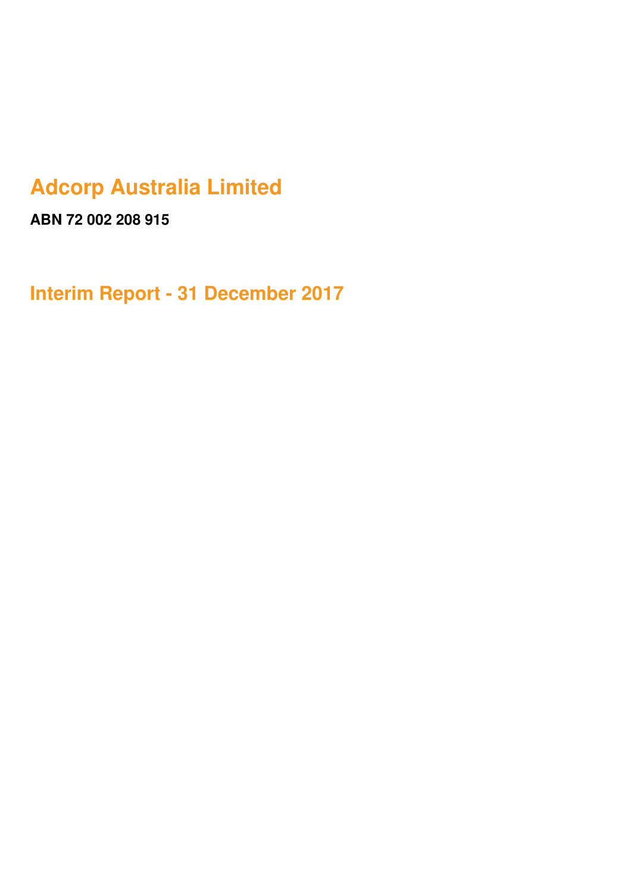# Adcorp Australia Limited

**ABN 72 002 208 915**

# Interim Report - 31 December 2017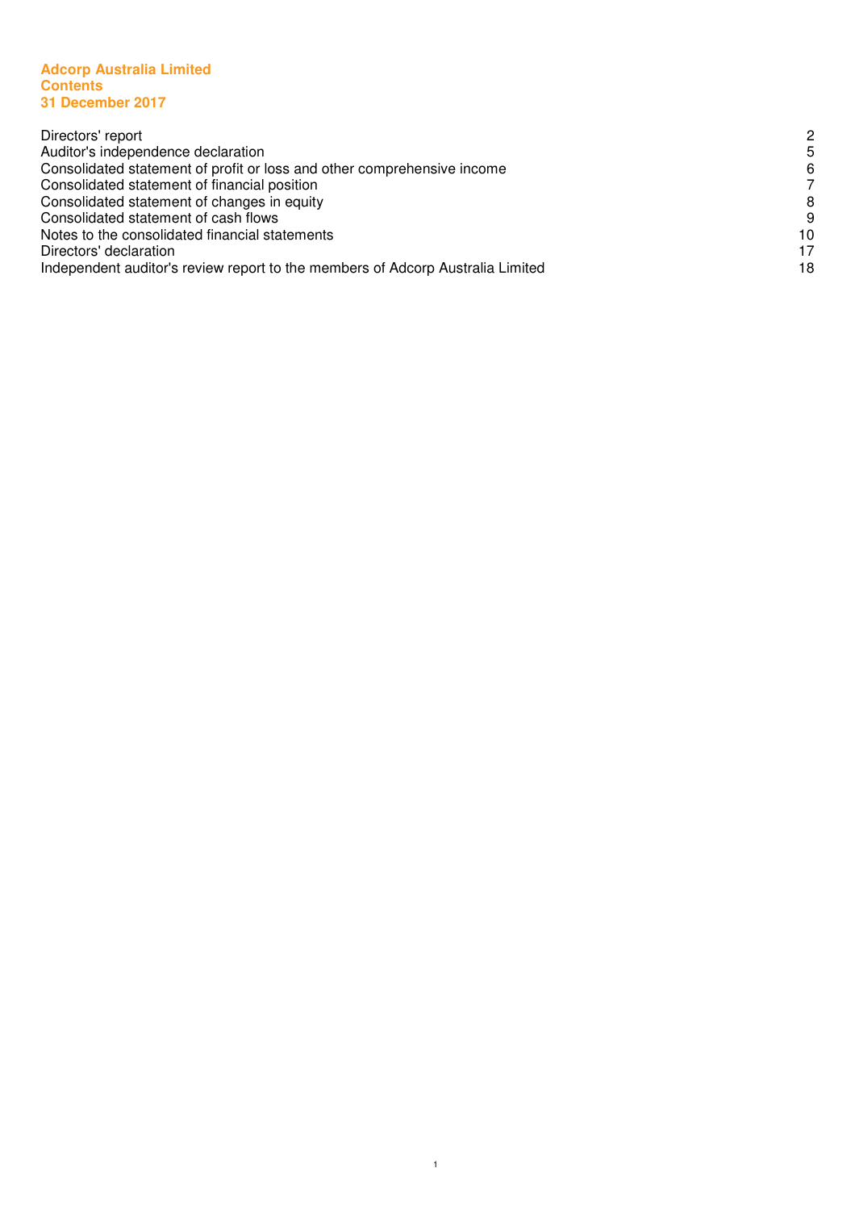**Adcorp Australia Limited**
**Contents**
**31 December 2017**

| | |
|---|---|
| Directors' report | 2 |
| Auditor's independence declaration | 5 |
| Consolidated statement of profit or loss and other comprehensive income | 6 |
| Consolidated statement of financial position | 7 |
| Consolidated statement of changes in equity | 8 |
| Consolidated statement of cash flows | 9 |
| Notes to the consolidated financial statements | 10 |
| Directors' declaration | 17 |
| Independent auditor's review report to the members of Adcorp Australia Limited | 18 |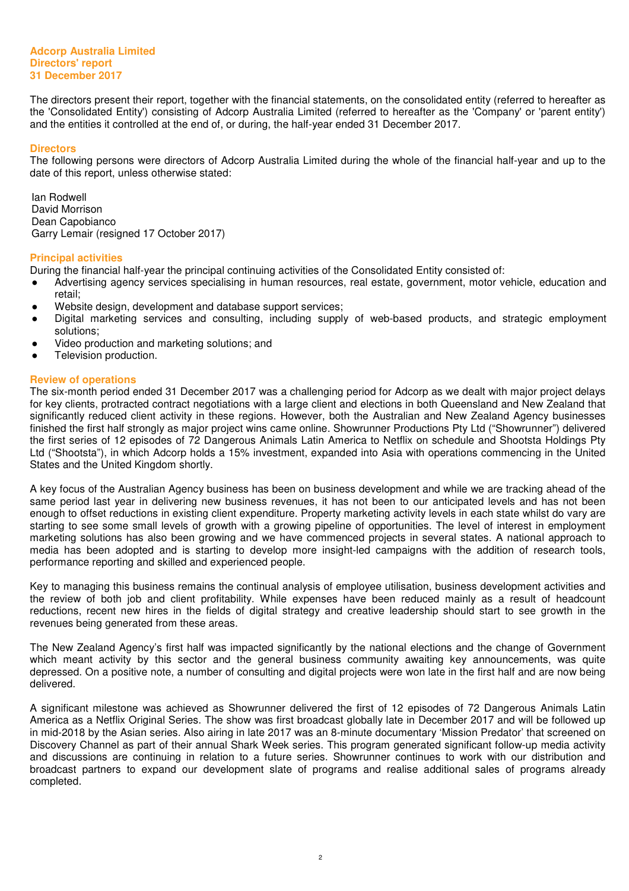**Adcorp Australia Limited**
**Directors' report**
**31 December 2017**

The directors present their report, together with the financial statements, on the consolidated entity (referred to hereafter as the 'Consolidated Entity') consisting of Adcorp Australia Limited (referred to hereafter as the 'Company' or 'parent entity') and the entities it controlled at the end of, or during, the half-year ended 31 December 2017.

## Directors

The following persons were directors of Adcorp Australia Limited during the whole of the financial half-year and up to the date of this report, unless otherwise stated:

Ian Rodwell
David Morrison
Dean Capobianco
Garry Lemair (resigned 17 October 2017)

## Principal activities

During the financial half-year the principal continuing activities of the Consolidated Entity consisted of:

- Advertising agency services specialising in human resources, real estate, government, motor vehicle, education and retail;
- Website design, development and database support services;
- Digital marketing services and consulting, including supply of web-based products, and strategic employment solutions;
- Video production and marketing solutions; and
- Television production.

## Review of operations

The six-month period ended 31 December 2017 was a challenging period for Adcorp as we dealt with major project delays for key clients, protracted contract negotiations with a large client and elections in both Queensland and New Zealand that significantly reduced client activity in these regions. However, both the Australian and New Zealand Agency businesses finished the first half strongly as major project wins came online. Showrunner Productions Pty Ltd ("Showrunner") delivered the first series of 12 episodes of 72 Dangerous Animals Latin America to Netflix on schedule and Shootsta Holdings Pty Ltd ("Shootsta"), in which Adcorp holds a 15% investment, expanded into Asia with operations commencing in the United States and the United Kingdom shortly.

A key focus of the Australian Agency business has been on business development and while we are tracking ahead of the same period last year in delivering new business revenues, it has not been to our anticipated levels and has not been enough to offset reductions in existing client expenditure. Property marketing activity levels in each state whilst do vary are starting to see some small levels of growth with a growing pipeline of opportunities. The level of interest in employment marketing solutions has also been growing and we have commenced projects in several states. A national approach to media has been adopted and is starting to develop more insight-led campaigns with the addition of research tools, performance reporting and skilled and experienced people.

Key to managing this business remains the continual analysis of employee utilisation, business development activities and the review of both job and client profitability. While expenses have been reduced mainly as a result of headcount reductions, recent new hires in the fields of digital strategy and creative leadership should start to see growth in the revenues being generated from these areas.

The New Zealand Agency's first half was impacted significantly by the national elections and the change of Government which meant activity by this sector and the general business community awaiting key announcements, was quite depressed. On a positive note, a number of consulting and digital projects were won late in the first half and are now being delivered.

A significant milestone was achieved as Showrunner delivered the first of 12 episodes of 72 Dangerous Animals Latin America as a Netflix Original Series. The show was first broadcast globally late in December 2017 and will be followed up in mid-2018 by the Asian series. Also airing in late 2017 was an 8-minute documentary 'Mission Predator' that screened on Discovery Channel as part of their annual Shark Week series. This program generated significant follow-up media activity and discussions are continuing in relation to a future series. Showrunner continues to work with our distribution and broadcast partners to expand our development slate of programs and realise additional sales of programs already completed.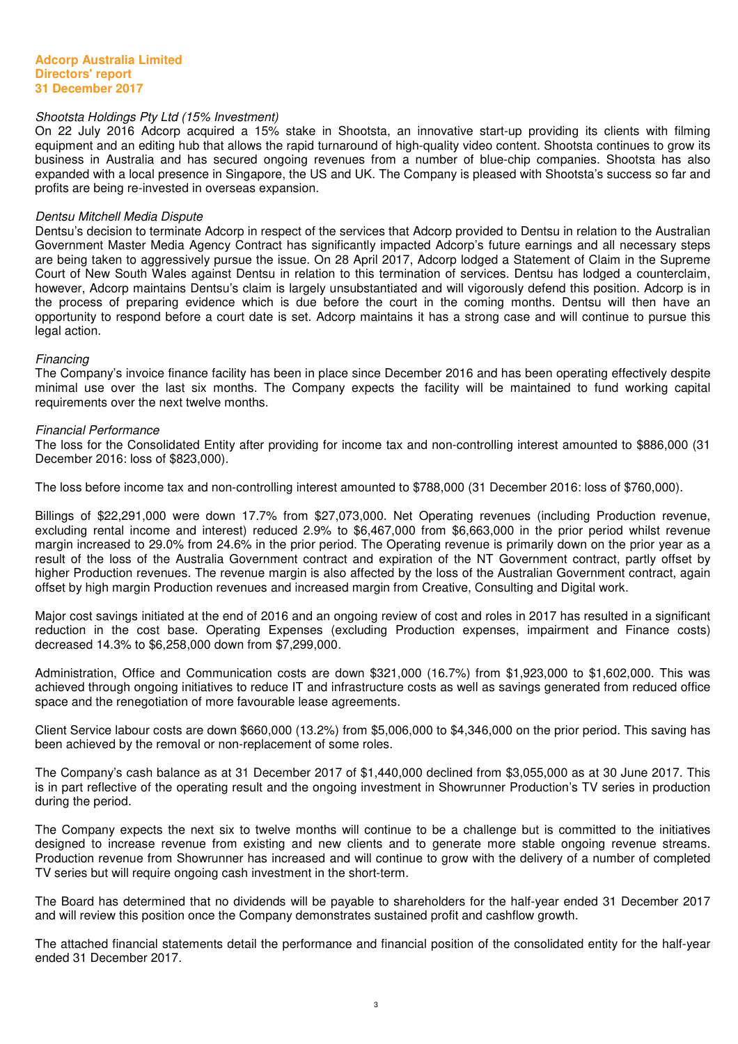*Shootsta Holdings Pty Ltd (15% Investment)*

On 22 July 2016 Adcorp acquired a 15% stake in Shootsta, an innovative start-up providing its clients with filming equipment and an editing hub that allows the rapid turnaround of high-quality video content. Shootsta continues to grow its business in Australia and has secured ongoing revenues from a number of blue-chip companies. Shootsta has also expanded with a local presence in Singapore, the US and UK. The Company is pleased with Shootsta's success so far and profits are being re-invested in overseas expansion.

*Dentsu Mitchell Media Dispute*

Dentsu's decision to terminate Adcorp in respect of the services that Adcorp provided to Dentsu in relation to the Australian Government Master Media Agency Contract has significantly impacted Adcorp's future earnings and all necessary steps are being taken to aggressively pursue the issue. On 28 April 2017, Adcorp lodged a Statement of Claim in the Supreme Court of New South Wales against Dentsu in relation to this termination of services. Dentsu has lodged a counterclaim, however, Adcorp maintains Dentsu's claim is largely unsubstantiated and will vigorously defend this position. Adcorp is in the process of preparing evidence which is due before the court in the coming months. Dentsu will then have an opportunity to respond before a court date is set. Adcorp maintains it has a strong case and will continue to pursue this legal action.

*Financing*

The Company's invoice finance facility has been in place since December 2016 and has been operating effectively despite minimal use over the last six months. The Company expects the facility will be maintained to fund working capital requirements over the next twelve months.

*Financial Performance*

The loss for the Consolidated Entity after providing for income tax and non-controlling interest amounted to $886,000 (31 December 2016: loss of $823,000).

The loss before income tax and non-controlling interest amounted to $788,000 (31 December 2016: loss of $760,000).

Billings of $22,291,000 were down 17.7% from $27,073,000. Net Operating revenues (including Production revenue, excluding rental income and interest) reduced 2.9% to $6,467,000 from $6,663,000 in the prior period whilst revenue margin increased to 29.0% from 24.6% in the prior period. The Operating revenue is primarily down on the prior year as a result of the loss of the Australia Government contract and expiration of the NT Government contract, partly offset by higher Production revenues. The revenue margin is also affected by the loss of the Australian Government contract, again offset by high margin Production revenues and increased margin from Creative, Consulting and Digital work.

Major cost savings initiated at the end of 2016 and an ongoing review of cost and roles in 2017 has resulted in a significant reduction in the cost base. Operating Expenses (excluding Production expenses, impairment and Finance costs) decreased 14.3% to $6,258,000 down from $7,299,000.

Administration, Office and Communication costs are down $321,000 (16.7%) from $1,923,000 to $1,602,000. This was achieved through ongoing initiatives to reduce IT and infrastructure costs as well as savings generated from reduced office space and the renegotiation of more favourable lease agreements.

Client Service labour costs are down $660,000 (13.2%) from $5,006,000 to $4,346,000 on the prior period. This saving has been achieved by the removal or non-replacement of some roles.

The Company's cash balance as at 31 December 2017 of $1,440,000 declined from $3,055,000 as at 30 June 2017. This is in part reflective of the operating result and the ongoing investment in Showrunner Production's TV series in production during the period.

The Company expects the next six to twelve months will continue to be a challenge but is committed to the initiatives designed to increase revenue from existing and new clients and to generate more stable ongoing revenue streams. Production revenue from Showrunner has increased and will continue to grow with the delivery of a number of completed TV series but will require ongoing cash investment in the short-term.

The Board has determined that no dividends will be payable to shareholders for the half-year ended 31 December 2017 and will review this position once the Company demonstrates sustained profit and cashflow growth.

The attached financial statements detail the performance and financial position of the consolidated entity for the half-year ended 31 December 2017.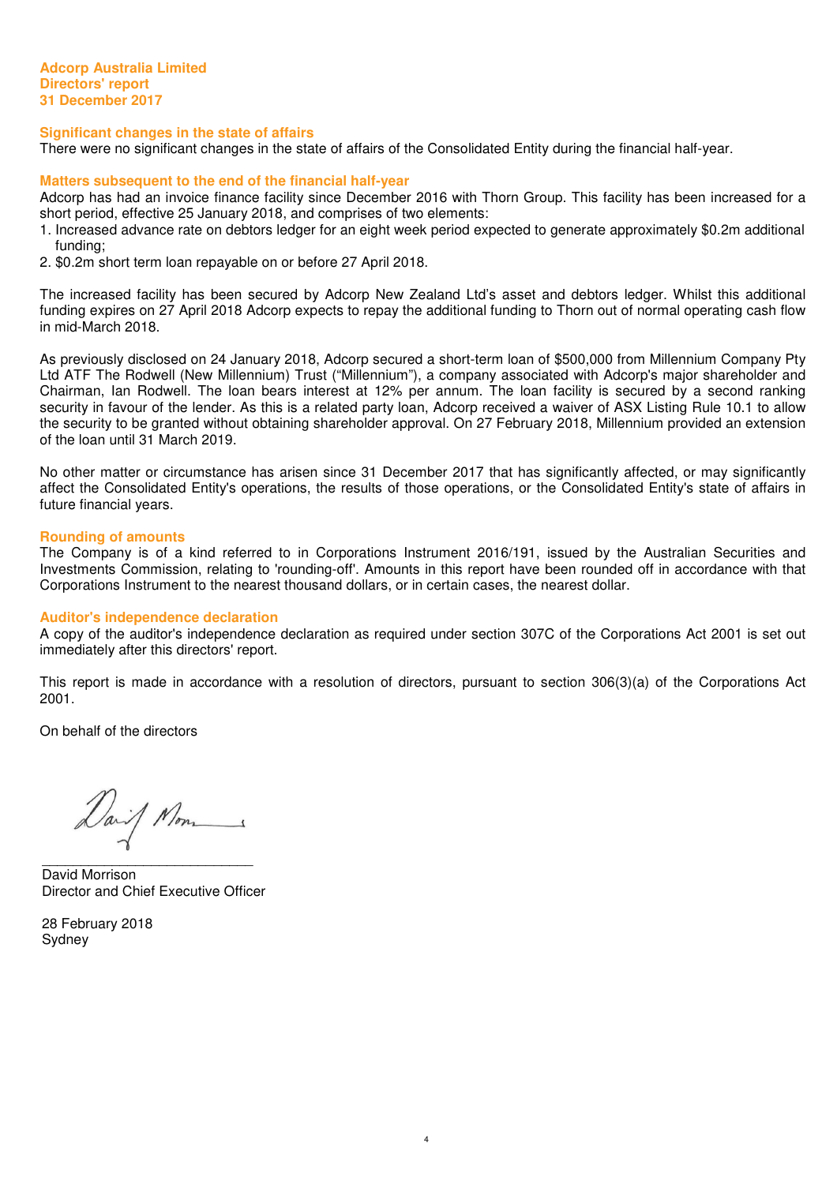**Adcorp Australia Limited**
**Directors' report**
**31 December 2017**

## Significant changes in the state of affairs

There were no significant changes in the state of affairs of the Consolidated Entity during the financial half-year.

## Matters subsequent to the end of the financial half-year

Adcorp has had an invoice finance facility since December 2016 with Thorn Group. This facility has been increased for a short period, effective 25 January 2018, and comprises of two elements:

1. Increased advance rate on debtors ledger for an eight week period expected to generate approximately $0.2m additional funding;
2. $0.2m short term loan repayable on or before 27 April 2018.

The increased facility has been secured by Adcorp New Zealand Ltd's asset and debtors ledger. Whilst this additional funding expires on 27 April 2018 Adcorp expects to repay the additional funding to Thorn out of normal operating cash flow in mid-March 2018.

As previously disclosed on 24 January 2018, Adcorp secured a short-term loan of $500,000 from Millennium Company Pty Ltd ATF The Rodwell (New Millennium) Trust ("Millennium"), a company associated with Adcorp's major shareholder and Chairman, Ian Rodwell. The loan bears interest at 12% per annum. The loan facility is secured by a second ranking security in favour of the lender. As this is a related party loan, Adcorp received a waiver of ASX Listing Rule 10.1 to allow the security to be granted without obtaining shareholder approval. On 27 February 2018, Millennium provided an extension of the loan until 31 March 2019.

No other matter or circumstance has arisen since 31 December 2017 that has significantly affected, or may significantly affect the Consolidated Entity's operations, the results of those operations, or the Consolidated Entity's state of affairs in future financial years.

## Rounding of amounts

The Company is of a kind referred to in Corporations Instrument 2016/191, issued by the Australian Securities and Investments Commission, relating to 'rounding-off'. Amounts in this report have been rounded off in accordance with that Corporations Instrument to the nearest thousand dollars, or in certain cases, the nearest dollar.

## Auditor's independence declaration

A copy of the auditor's independence declaration as required under section 307C of the Corporations Act 2001 is set out immediately after this directors' report.

This report is made in accordance with a resolution of directors, pursuant to section 306(3)(a) of the Corporations Act 2001.

On behalf of the directors

___________________________
David Morrison
Director and Chief Executive Officer

28 February 2018
Sydney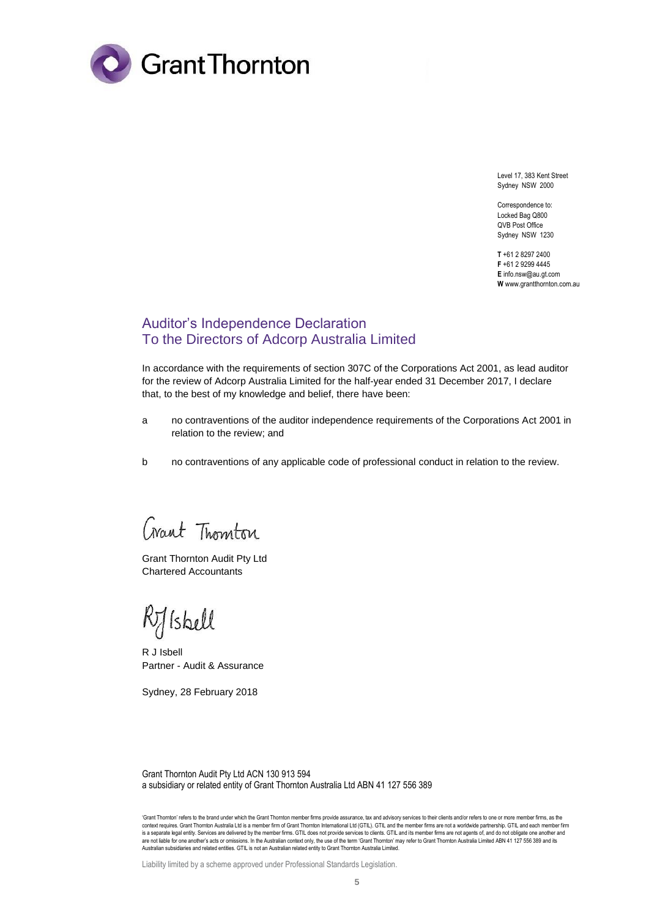Level 17, 383 Kent Street
Sydney NSW 2000

Correspondence to:
Locked Bag Q800
QVB Post Office
Sydney NSW 1230

**T** +61 2 8297 2400
**F** +61 2 9299 4445
**E** info.nsw@au.gt.com
**W** www.grantthornton.com.au

## Auditor's Independence Declaration
## To the Directors of Adcorp Australia Limited

In accordance with the requirements of section 307C of the Corporations Act 2001, as lead auditor for the review of Adcorp Australia Limited for the half-year ended 31 December 2017, I declare that, to the best of my knowledge and belief, there have been:

a no contraventions of the auditor independence requirements of the Corporations Act 2001 in relation to the review; and

b no contraventions of any applicable code of professional conduct in relation to the review.

Grant Thornton

Grant Thornton Audit Pty Ltd
Chartered Accountants

RJ Isbell

R J Isbell
Partner - Audit & Assurance

Sydney, 28 February 2018

Grant Thornton Audit Pty Ltd ACN 130 913 594
a subsidiary or related entity of Grant Thornton Australia Ltd ABN 41 127 556 389

'Grant Thornton' refers to the brand under which the Grant Thornton member firms provide assurance, tax and advisory services to their clients and/or refers to one or more member firms, as the context requires. Grant Thornton Australia Ltd is a member firm of Grant Thornton International Ltd (GTIL). GTIL and the member firms are not a worldwide partnership. GTIL and each member firm is a separate legal entity. Services are delivered by the member firms. GTIL does not provide services to clients. GTIL and its member firms are not agents of, and do not obligate one another and are not liable for one another's acts or omissions. In the Australian context only, the use of the term 'Grant Thornton' may refer to Grant Thornton Australia Limited ABN 41 127 556 389 and its Australian subsidiaries and related entities. GTIL is not an Australian related entity to Grant Thornton Australia Limited.

Liability limited by a scheme approved under Professional Standards Legislation.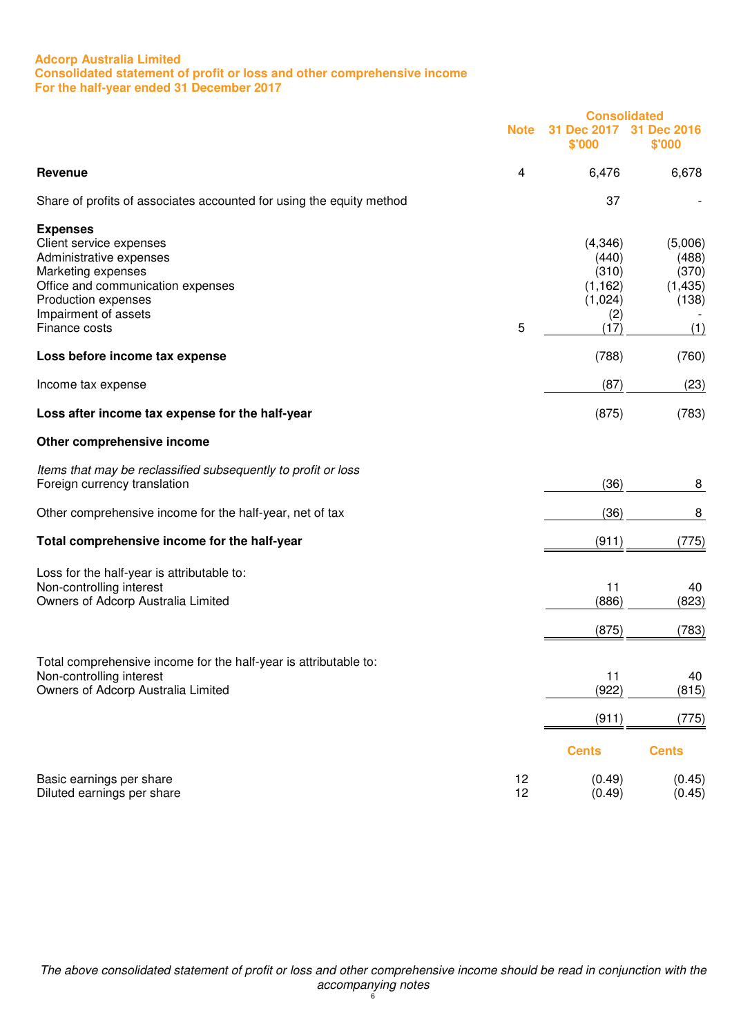**Adcorp Australia Limited**
**Consolidated statement of profit or loss and other comprehensive income**
**For the half-year ended 31 December 2017**

| | Note | Consolidated 31 Dec 2017 $'000 | Consolidated 31 Dec 2016 $'000 |
|---|---|---|---|
| **Revenue** | 4 | 6,476 | 6,678 |
| Share of profits of associates accounted for using the equity method | | 37 | - |
| **Expenses** | | | |
| Client service expenses | | (4,346) | (5,006) |
| Administrative expenses | | (440) | (488) |
| Marketing expenses | | (310) | (370) |
| Office and communication expenses | | (1,162) | (1,435) |
| Production expenses | | (1,024) | (138) |
| Impairment of assets | | (2) | - |
| Finance costs | 5 | (17) | (1) |
| **Loss before income tax expense** | | (788) | (760) |
| Income tax expense | | (87) | (23) |
| **Loss after income tax expense for the half-year** | | (875) | (783) |
| **Other comprehensive income** | | | |
| *Items that may be reclassified subsequently to profit or loss* | | | |
| Foreign currency translation | | (36) | 8 |
| Other comprehensive income for the half-year, net of tax | | (36) | 8 |
| **Total comprehensive income for the half-year** | | (911) | (775) |
| Loss for the half-year is attributable to: | | | |
| Non-controlling interest | | 11 | 40 |
| Owners of Adcorp Australia Limited | | (886) | (823) |
| | | (875) | (783) |
| Total comprehensive income for the half-year is attributable to: | | | |
| Non-controlling interest | | 11 | 40 |
| Owners of Adcorp Australia Limited | | (922) | (815) |
| | | (911) | (775) |
| | | Cents | Cents |
| Basic earnings per share | 12 | (0.49) | (0.45) |
| Diluted earnings per share | 12 | (0.49) | (0.45) |

*The above consolidated statement of profit or loss and other comprehensive income should be read in conjunction with the accompanying notes*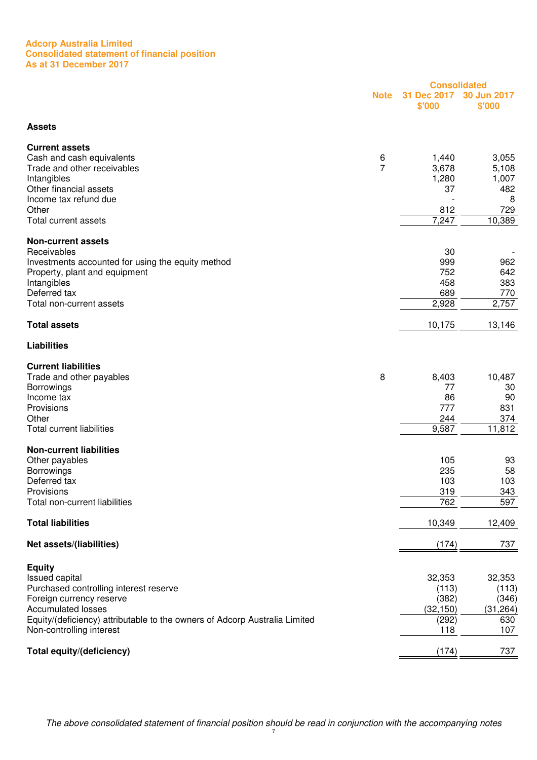**Adcorp Australia Limited**
**Consolidated statement of financial position**
**As at 31 December 2017**

| | Note | Consolidated 31 Dec 2017 $'000 | Consolidated 30 Jun 2017 $'000 |
|---|---|---|---|
| **Assets** | | | |
| **Current assets** | | | |
| Cash and cash equivalents | 6 | 1,440 | 3,055 |
| Trade and other receivables | 7 | 3,678 | 5,108 |
| Intangibles | | 1,280 | 1,007 |
| Other financial assets | | 37 | 482 |
| Income tax refund due | | - | 8 |
| Other | | 812 | 729 |
| Total current assets | | 7,247 | 10,389 |
| **Non-current assets** | | | |
| Receivables | | 30 | - |
| Investments accounted for using the equity method | | 999 | 962 |
| Property, plant and equipment | | 752 | 642 |
| Intangibles | | 458 | 383 |
| Deferred tax | | 689 | 770 |
| Total non-current assets | | 2,928 | 2,757 |
| **Total assets** | | 10,175 | 13,146 |
| **Liabilities** | | | |
| **Current liabilities** | | | |
| Trade and other payables | 8 | 8,403 | 10,487 |
| Borrowings | | 77 | 30 |
| Income tax | | 86 | 90 |
| Provisions | | 777 | 831 |
| Other | | 244 | 374 |
| Total current liabilities | | 9,587 | 11,812 |
| **Non-current liabilities** | | | |
| Other payables | | 105 | 93 |
| Borrowings | | 235 | 58 |
| Deferred tax | | 103 | 103 |
| Provisions | | 319 | 343 |
| Total non-current liabilities | | 762 | 597 |
| **Total liabilities** | | 10,349 | 12,409 |
| **Net assets/(liabilities)** | | (174) | 737 |
| **Equity** | | | |
| Issued capital | | 32,353 | 32,353 |
| Purchased controlling interest reserve | | (113) | (113) |
| Foreign currency reserve | | (382) | (346) |
| Accumulated losses | | (32,150) | (31,264) |
| Equity/(deficiency) attributable to the owners of Adcorp Australia Limited | | (292) | 630 |
| Non-controlling interest | | 118 | 107 |
| **Total equity/(deficiency)** | | (174) | 737 |

*The above consolidated statement of financial position should be read in conjunction with the accompanying notes*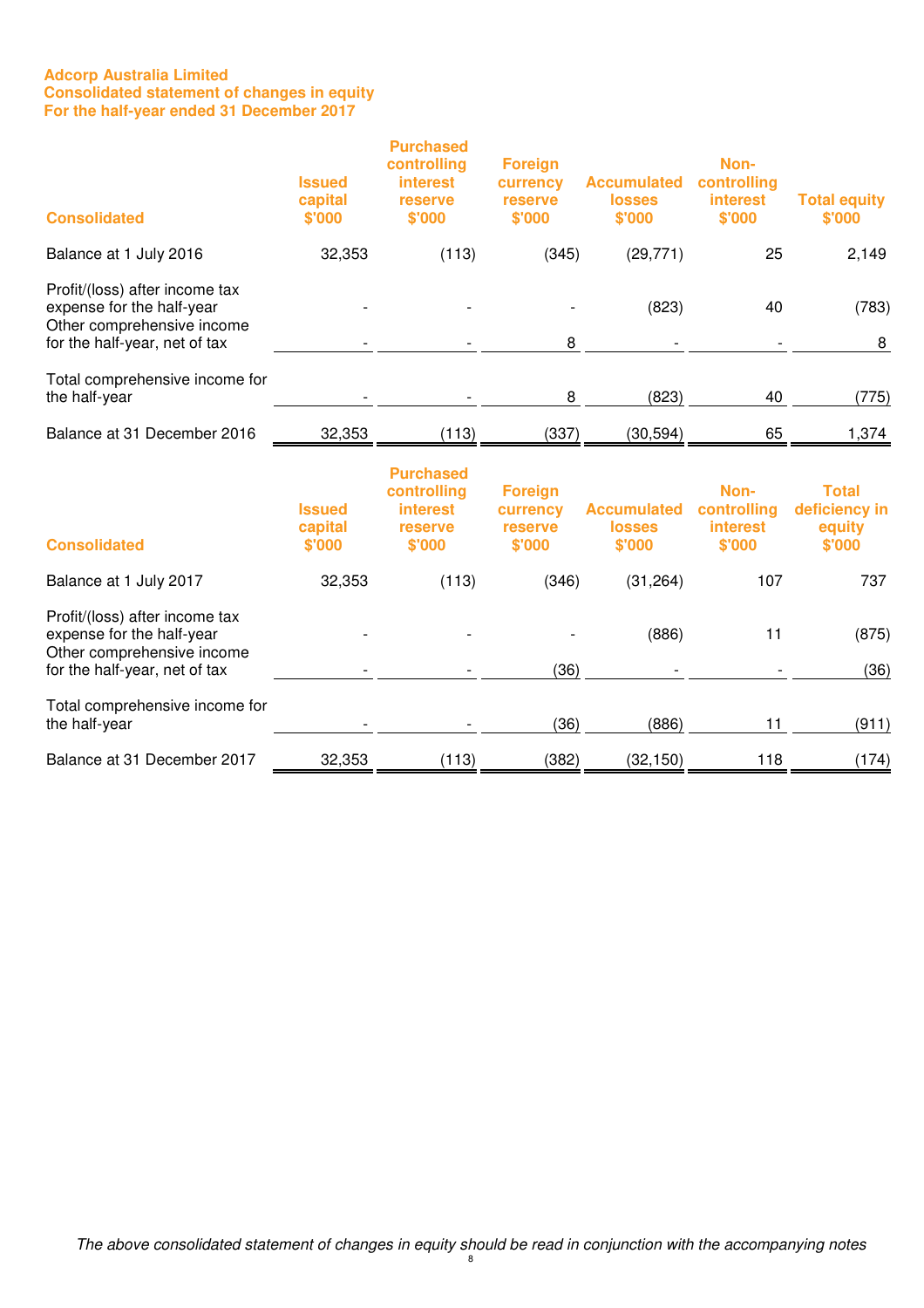**Adcorp Australia Limited**
**Consolidated statement of changes in equity**
**For the half-year ended 31 December 2017**

| Consolidated | Issued capital $'000 | Purchased controlling interest reserve $'000 | Foreign currency reserve $'000 | Accumulated losses $'000 | Non-controlling interest $'000 | Total equity $'000 |
|---|---|---|---|---|---|---|
| Balance at 1 July 2016 | 32,353 | (113) | (345) | (29,771) | 25 | 2,149 |
| Profit/(loss) after income tax expense for the half-year | - | - | - | (823) | 40 | (783) |
| Other comprehensive income for the half-year, net of tax | - | - | 8 | - | - | 8 |
| Total comprehensive income for the half-year | - | - | 8 | (823) | 40 | (775) |
| Balance at 31 December 2016 | 32,353 | (113) | (337) | (30,594) | 65 | 1,374 |

| Consolidated | Issued capital $'000 | Purchased controlling interest reserve $'000 | Foreign currency reserve $'000 | Accumulated losses $'000 | Non-controlling interest $'000 | Total deficiency in equity $'000 |
|---|---|---|---|---|---|---|
| Balance at 1 July 2017 | 32,353 | (113) | (346) | (31,264) | 107 | 737 |
| Profit/(loss) after income tax expense for the half-year | - | - | - | (886) | 11 | (875) |
| Other comprehensive income for the half-year, net of tax | - | - | (36) | - | - | (36) |
| Total comprehensive income for the half-year | - | - | (36) | (886) | 11 | (911) |
| Balance at 31 December 2017 | 32,353 | (113) | (382) | (32,150) | 118 | (174) |

*The above consolidated statement of changes in equity should be read in conjunction with the accompanying notes*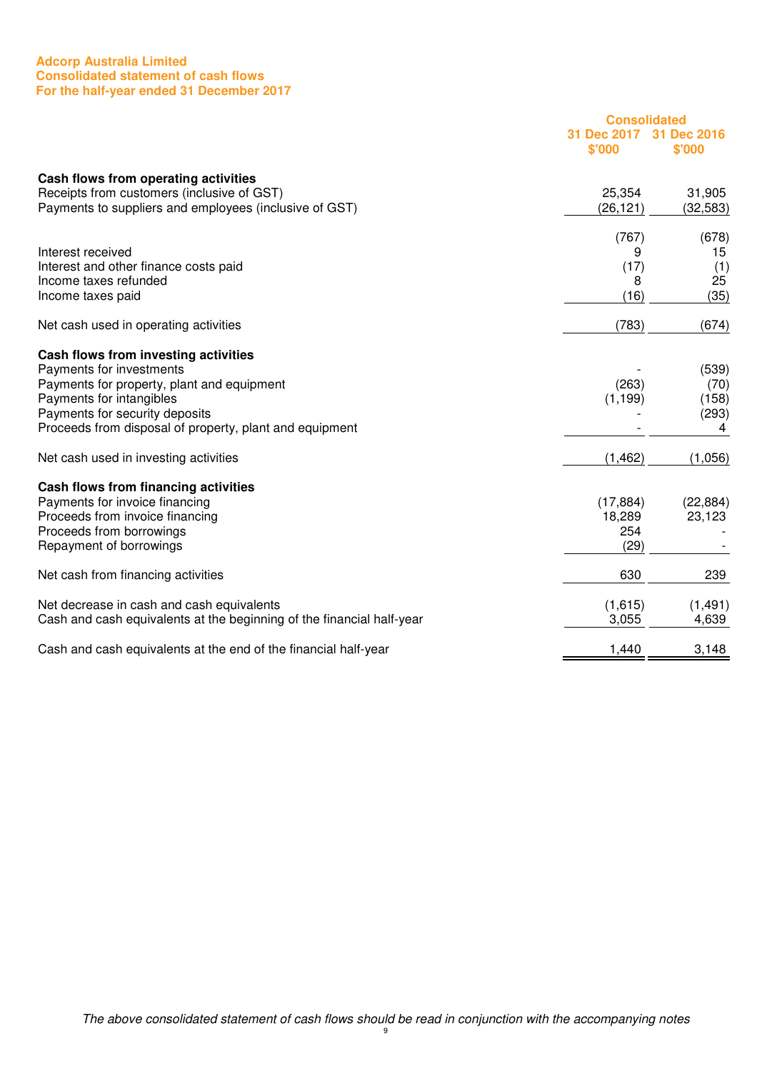**Adcorp Australia Limited**
**Consolidated statement of cash flows**
**For the half-year ended 31 December 2017**

| | Consolidated | |
|---|---|---|
| | 31 Dec 2017 $'000 | 31 Dec 2016 $'000 |
| **Cash flows from operating activities** | | |
| Receipts from customers (inclusive of GST) | 25,354 | 31,905 |
| Payments to suppliers and employees (inclusive of GST) | (26,121) | (32,583) |
| | (767) | (678) |
| Interest received | 9 | 15 |
| Interest and other finance costs paid | (17) | (1) |
| Income taxes refunded | 8 | 25 |
| Income taxes paid | (16) | (35) |
| Net cash used in operating activities | (783) | (674) |
| **Cash flows from investing activities** | | |
| Payments for investments | - | (539) |
| Payments for property, plant and equipment | (263) | (70) |
| Payments for intangibles | (1,199) | (158) |
| Payments for security deposits | - | (293) |
| Proceeds from disposal of property, plant and equipment | - | 4 |
| Net cash used in investing activities | (1,462) | (1,056) |
| **Cash flows from financing activities** | | |
| Payments for invoice financing | (17,884) | (22,884) |
| Proceeds from invoice financing | 18,289 | 23,123 |
| Proceeds from borrowings | 254 | - |
| Repayment of borrowings | (29) | - |
| Net cash from financing activities | 630 | 239 |
| Net decrease in cash and cash equivalents | (1,615) | (1,491) |
| Cash and cash equivalents at the beginning of the financial half-year | 3,055 | 4,639 |
| Cash and cash equivalents at the end of the financial half-year | 1,440 | 3,148 |

*The above consolidated statement of cash flows should be read in conjunction with the accompanying notes*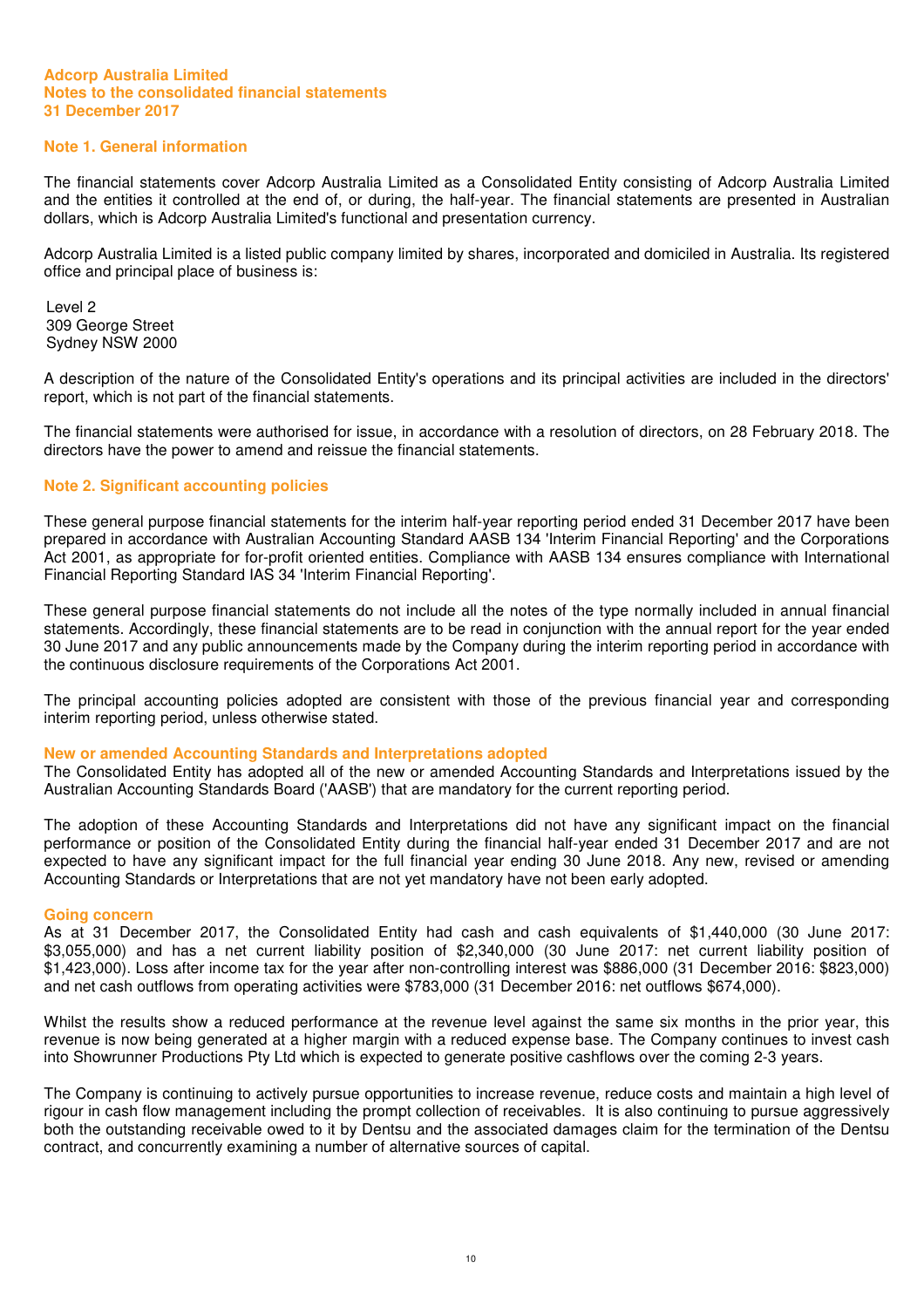**Adcorp Australia Limited**
**Notes to the consolidated financial statements**
**31 December 2017**

## Note 1. General information

The financial statements cover Adcorp Australia Limited as a Consolidated Entity consisting of Adcorp Australia Limited and the entities it controlled at the end of, or during, the half-year. The financial statements are presented in Australian dollars, which is Adcorp Australia Limited's functional and presentation currency.

Adcorp Australia Limited is a listed public company limited by shares, incorporated and domiciled in Australia. Its registered office and principal place of business is:

Level 2
309 George Street
Sydney NSW 2000

A description of the nature of the Consolidated Entity's operations and its principal activities are included in the directors' report, which is not part of the financial statements.

The financial statements were authorised for issue, in accordance with a resolution of directors, on 28 February 2018. The directors have the power to amend and reissue the financial statements.

## Note 2. Significant accounting policies

These general purpose financial statements for the interim half-year reporting period ended 31 December 2017 have been prepared in accordance with Australian Accounting Standard AASB 134 'Interim Financial Reporting' and the Corporations Act 2001, as appropriate for for-profit oriented entities. Compliance with AASB 134 ensures compliance with International Financial Reporting Standard IAS 34 'Interim Financial Reporting'.

These general purpose financial statements do not include all the notes of the type normally included in annual financial statements. Accordingly, these financial statements are to be read in conjunction with the annual report for the year ended 30 June 2017 and any public announcements made by the Company during the interim reporting period in accordance with the continuous disclosure requirements of the Corporations Act 2001.

The principal accounting policies adopted are consistent with those of the previous financial year and corresponding interim reporting period, unless otherwise stated.

### New or amended Accounting Standards and Interpretations adopted

The Consolidated Entity has adopted all of the new or amended Accounting Standards and Interpretations issued by the Australian Accounting Standards Board ('AASB') that are mandatory for the current reporting period.

The adoption of these Accounting Standards and Interpretations did not have any significant impact on the financial performance or position of the Consolidated Entity during the financial half-year ended 31 December 2017 and are not expected to have any significant impact for the full financial year ending 30 June 2018. Any new, revised or amending Accounting Standards or Interpretations that are not yet mandatory have not been early adopted.

### Going concern

As at 31 December 2017, the Consolidated Entity had cash and cash equivalents of $1,440,000 (30 June 2017: $3,055,000) and has a net current liability position of $2,340,000 (30 June 2017: net current liability position of $1,423,000). Loss after income tax for the year after non-controlling interest was $886,000 (31 December 2016: $823,000) and net cash outflows from operating activities were $783,000 (31 December 2016: net outflows $674,000).

Whilst the results show a reduced performance at the revenue level against the same six months in the prior year, this revenue is now being generated at a higher margin with a reduced expense base. The Company continues to invest cash into Showrunner Productions Pty Ltd which is expected to generate positive cashflows over the coming 2-3 years.

The Company is continuing to actively pursue opportunities to increase revenue, reduce costs and maintain a high level of rigour in cash flow management including the prompt collection of receivables. It is also continuing to pursue aggressively both the outstanding receivable owed to it by Dentsu and the associated damages claim for the termination of the Dentsu contract, and concurrently examining a number of alternative sources of capital.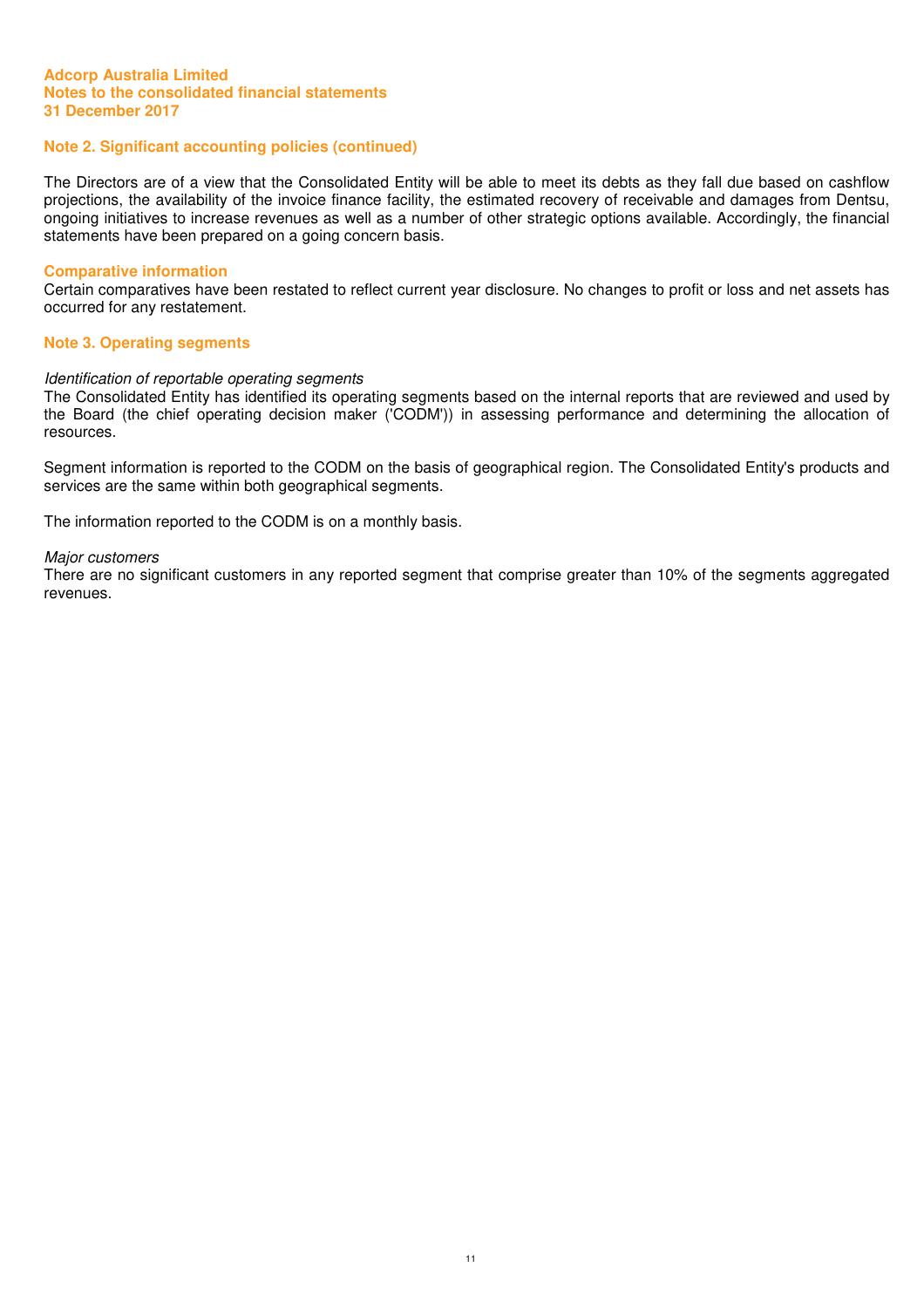## Note 2. Significant accounting policies (continued)

The Directors are of a view that the Consolidated Entity will be able to meet its debts as they fall due based on cashflow projections, the availability of the invoice finance facility, the estimated recovery of receivable and damages from Dentsu, ongoing initiatives to increase revenues as well as a number of other strategic options available. Accordingly, the financial statements have been prepared on a going concern basis.

### Comparative information

Certain comparatives have been restated to reflect current year disclosure. No changes to profit or loss and net assets has occurred for any restatement.

## Note 3. Operating segments

*Identification of reportable operating segments*

The Consolidated Entity has identified its operating segments based on the internal reports that are reviewed and used by the Board (the chief operating decision maker ('CODM')) in assessing performance and determining the allocation of resources.

Segment information is reported to the CODM on the basis of geographical region. The Consolidated Entity's products and services are the same within both geographical segments.

The information reported to the CODM is on a monthly basis.

*Major customers*

There are no significant customers in any reported segment that comprise greater than 10% of the segments aggregated revenues.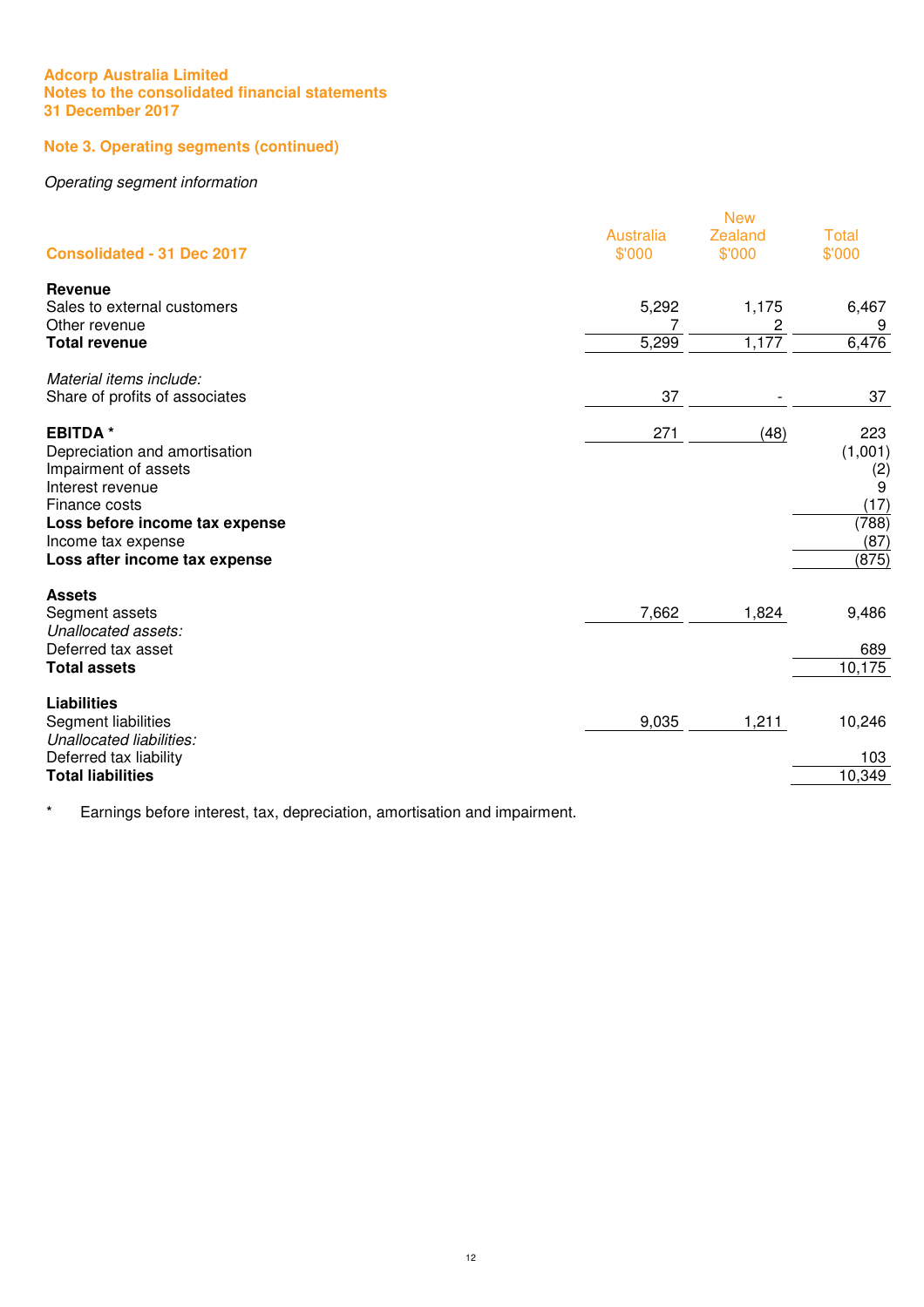**Adcorp Australia Limited**
**Notes to the consolidated financial statements**
**31 December 2017**

## Note 3. Operating segments (continued)

*Operating segment information*

| Consolidated - 31 Dec 2017 | Australia $'000 | New Zealand $'000 | Total $'000 |
|---|---|---|---|
| **Revenue** | | | |
| Sales to external customers | 5,292 | 1,175 | 6,467 |
| Other revenue | 7 | 2 | 9 |
| **Total revenue** | 5,299 | 1,177 | 6,476 |
| *Material items include:* | | | |
| Share of profits of associates | 37 | - | 37 |
| **EBITDA *** | 271 | (48) | 223 |
| Depreciation and amortisation | | | (1,001) |
| Impairment of assets | | | (2) |
| Interest revenue | | | 9 |
| Finance costs | | | (17) |
| **Loss before income tax expense** | | | (788) |
| Income tax expense | | | (87) |
| **Loss after income tax expense** | | | (875) |
| **Assets** | | | |
| Segment assets | 7,662 | 1,824 | 9,486 |
| *Unallocated assets:* | | | |
| Deferred tax asset | | | 689 |
| **Total assets** | | | 10,175 |
| **Liabilities** | | | |
| Segment liabilities | 9,035 | 1,211 | 10,246 |
| *Unallocated liabilities:* | | | |
| Deferred tax liability | | | 103 |
| **Total liabilities** | | | 10,349 |

\* Earnings before interest, tax, depreciation, amortisation and impairment.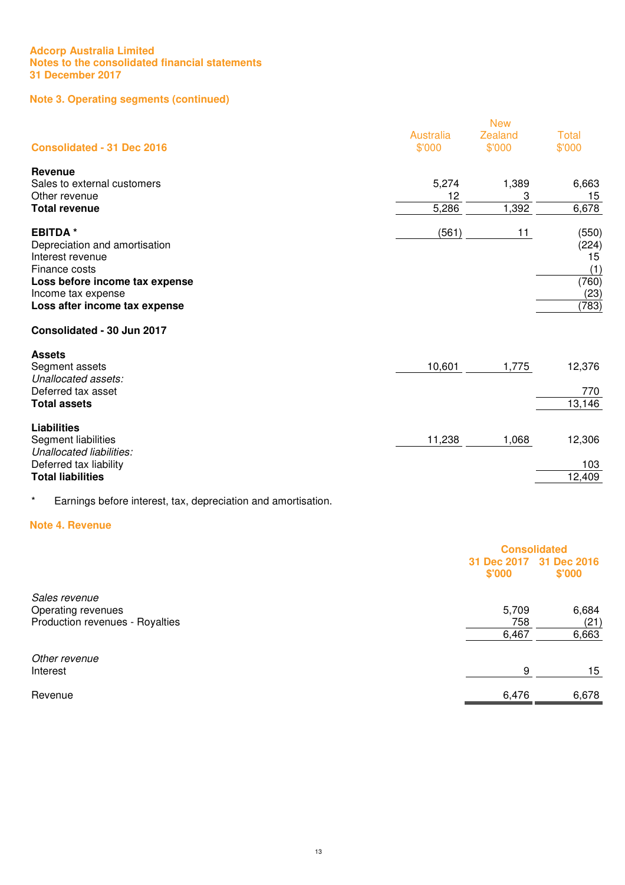**Adcorp Australia Limited**
**Notes to the consolidated financial statements**
**31 December 2017**

## Note 3. Operating segments (continued)

| Consolidated - 31 Dec 2016 | Australia $'000 | New Zealand $'000 | Total $'000 |
|---|---|---|---|
| **Revenue** | | | |
| Sales to external customers | 5,274 | 1,389 | 6,663 |
| Other revenue | 12 | 3 | 15 |
| **Total revenue** | 5,286 | 1,392 | 6,678 |
| | | | |
| **EBITDA** * | (561) | 11 | (550) |
| Depreciation and amortisation | | | (224) |
| Interest revenue | | | 15 |
| Finance costs | | | (1) |
| **Loss before income tax expense** | | | (760) |
| Income tax expense | | | (23) |
| **Loss after income tax expense** | | | (783) |
| | | | |
| **Consolidated - 30 Jun 2017** | | | |
| | | | |
| **Assets** | | | |
| Segment assets | 10,601 | 1,775 | 12,376 |
| *Unallocated assets:* | | | |
| Deferred tax asset | | | 770 |
| **Total assets** | | | 13,146 |
| | | | |
| **Liabilities** | | | |
| Segment liabilities | 11,238 | 1,068 | 12,306 |
| *Unallocated liabilities:* | | | |
| Deferred tax liability | | | 103 |
| **Total liabilities** | | | 12,409 |

* Earnings before interest, tax, depreciation and amortisation.

## Note 4. Revenue

| | Consolidated 31 Dec 2017 $'000 | Consolidated 31 Dec 2016 $'000 |
|---|---|---|
| *Sales revenue* | | |
| Operating revenues | 5,709 | 6,684 |
| Production revenues - Royalties | 758 | (21) |
| | 6,467 | 6,663 |
| | | |
| *Other revenue* | | |
| Interest | 9 | 15 |
| | | |
| Revenue | 6,476 | 6,678 |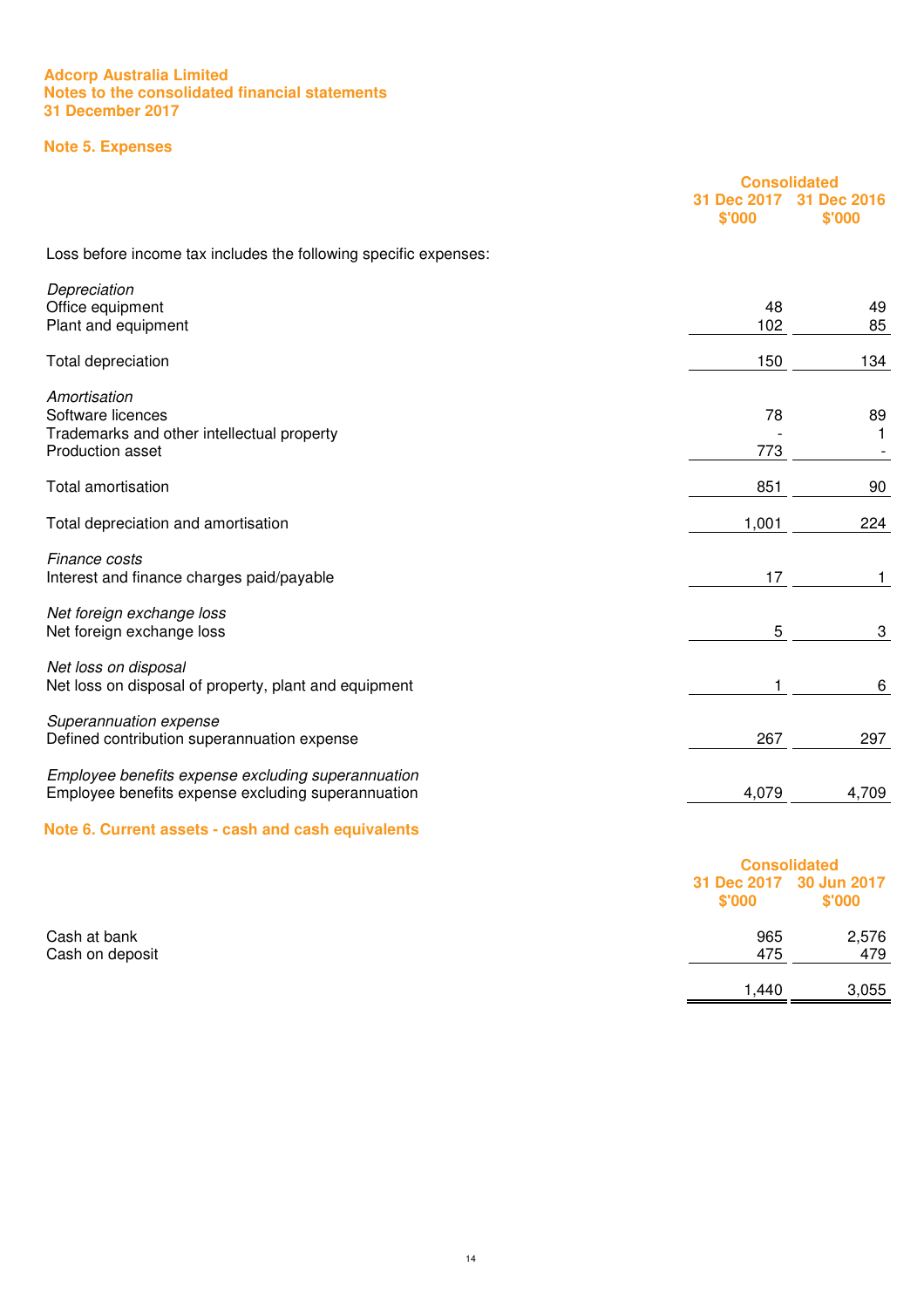**Adcorp Australia Limited**
**Notes to the consolidated financial statements**
**31 December 2017**

## Note 5. Expenses

| | Consolidated | |
|---|---|---|
| | 31 Dec 2017 $'000 | 31 Dec 2016 $'000 |
| Loss before income tax includes the following specific expenses: | | |
| *Depreciation* | | |
| Office equipment | 48 | 49 |
| Plant and equipment | 102 | 85 |
| Total depreciation | 150 | 134 |
| *Amortisation* | | |
| Software licences | 78 | 89 |
| Trademarks and other intellectual property | - | 1 |
| Production asset | 773 | - |
| Total amortisation | 851 | 90 |
| Total depreciation and amortisation | 1,001 | 224 |
| *Finance costs* | | |
| Interest and finance charges paid/payable | 17 | 1 |
| *Net foreign exchange loss* | | |
| Net foreign exchange loss | 5 | 3 |
| *Net loss on disposal* | | |
| Net loss on disposal of property, plant and equipment | 1 | 6 |
| *Superannuation expense* | | |
| Defined contribution superannuation expense | 267 | 297 |
| *Employee benefits expense excluding superannuation* | | |
| Employee benefits expense excluding superannuation | 4,079 | 4,709 |

## Note 6. Current assets - cash and cash equivalents

| | Consolidated | |
|---|---|---|
| | 31 Dec 2017 $'000 | 30 Jun 2017 $'000 |
| Cash at bank | 965 | 2,576 |
| Cash on deposit | 475 | 479 |
| | 1,440 | 3,055 |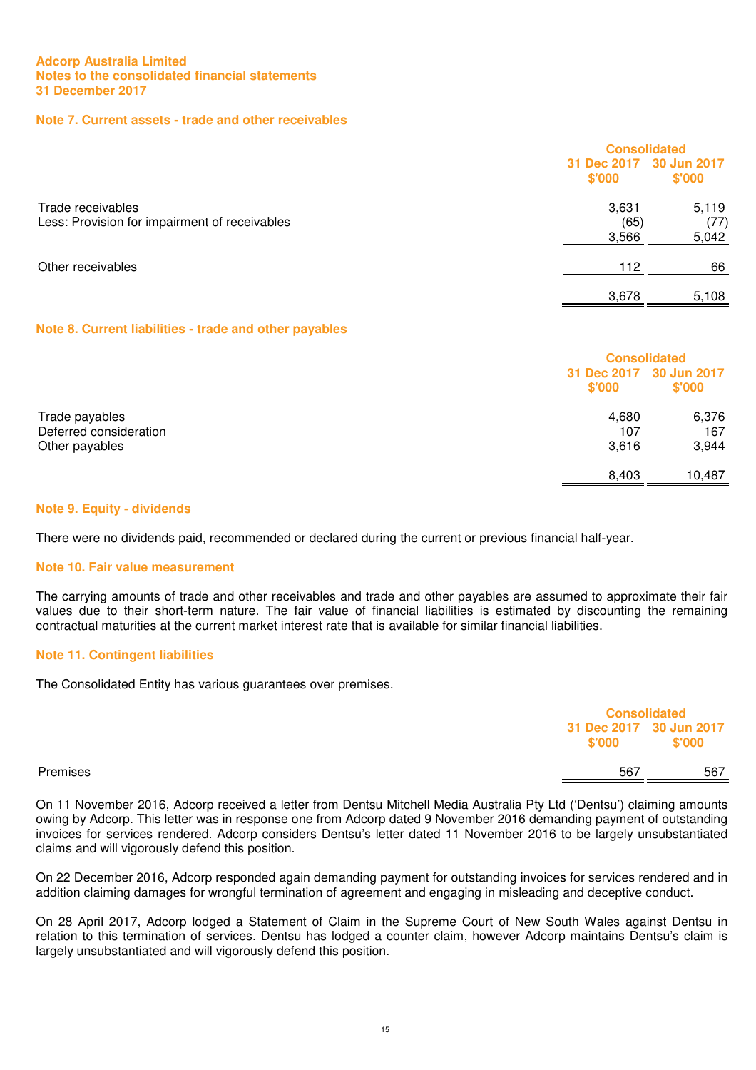Adcorp Australia Limited
Notes to the consolidated financial statements
31 December 2017

## Note 7. Current assets - trade and other receivables

| | Consolidated | |
|---|---|---|
| | 31 Dec 2017 $'000 | 30 Jun 2017 $'000 |
| Trade receivables | 3,631 | 5,119 |
| Less: Provision for impairment of receivables | (65) | (77) |
| | 3,566 | 5,042 |
| Other receivables | 112 | 66 |
| | 3,678 | 5,108 |

## Note 8. Current liabilities - trade and other payables

| | Consolidated | |
|---|---|---|
| | 31 Dec 2017 $'000 | 30 Jun 2017 $'000 |
| Trade payables | 4,680 | 6,376 |
| Deferred consideration | 107 | 167 |
| Other payables | 3,616 | 3,944 |
| | 8,403 | 10,487 |

## Note 9. Equity - dividends

There were no dividends paid, recommended or declared during the current or previous financial half-year.

## Note 10. Fair value measurement

The carrying amounts of trade and other receivables and trade and other payables are assumed to approximate their fair values due to their short-term nature. The fair value of financial liabilities is estimated by discounting the remaining contractual maturities at the current market interest rate that is available for similar financial liabilities.

## Note 11. Contingent liabilities

The Consolidated Entity has various guarantees over premises.

| | Consolidated | |
|---|---|---|
| | 31 Dec 2017 $'000 | 30 Jun 2017 $'000 |
| Premises | 567 | 567 |

On 11 November 2016, Adcorp received a letter from Dentsu Mitchell Media Australia Pty Ltd ('Dentsu') claiming amounts owing by Adcorp. This letter was in response one from Adcorp dated 9 November 2016 demanding payment of outstanding invoices for services rendered. Adcorp considers Dentsu's letter dated 11 November 2016 to be largely unsubstantiated claims and will vigorously defend this position.

On 22 December 2016, Adcorp responded again demanding payment for outstanding invoices for services rendered and in addition claiming damages for wrongful termination of agreement and engaging in misleading and deceptive conduct.

On 28 April 2017, Adcorp lodged a Statement of Claim in the Supreme Court of New South Wales against Dentsu in relation to this termination of services. Dentsu has lodged a counter claim, however Adcorp maintains Dentsu's claim is largely unsubstantiated and will vigorously defend this position.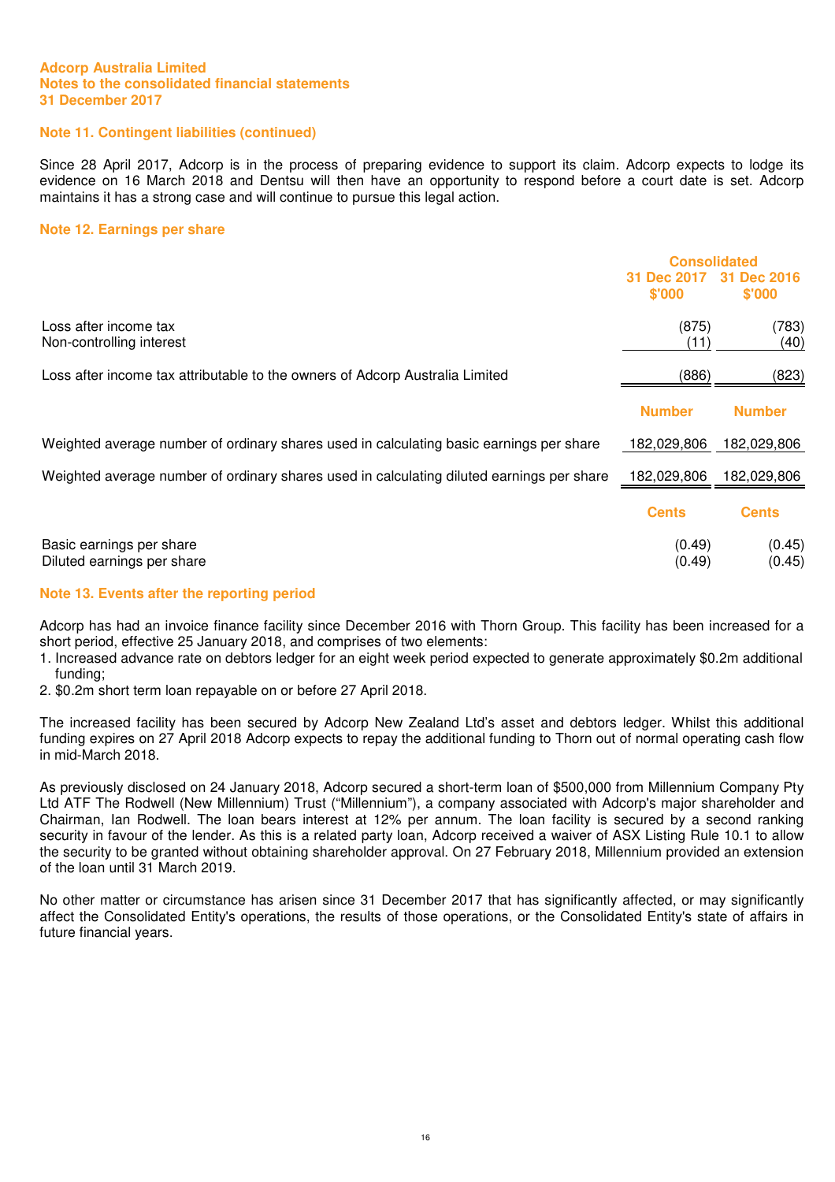**Adcorp Australia Limited**
**Notes to the consolidated financial statements**
**31 December 2017**

## Note 11. Contingent liabilities (continued)

Since 28 April 2017, Adcorp is in the process of preparing evidence to support its claim. Adcorp expects to lodge its evidence on 16 March 2018 and Dentsu will then have an opportunity to respond before a court date is set. Adcorp maintains it has a strong case and will continue to pursue this legal action.

## Note 12. Earnings per share

| | Consolidated | |
|---|---|---|
| | 31 Dec 2017 $'000 | 31 Dec 2016 $'000 |
| Loss after income tax | (875) | (783) |
| Non-controlling interest | (11) | (40) |
| Loss after income tax attributable to the owners of Adcorp Australia Limited | (886) | (823) |
| | **Number** | **Number** |
| Weighted average number of ordinary shares used in calculating basic earnings per share | 182,029,806 | 182,029,806 |
| Weighted average number of ordinary shares used in calculating diluted earnings per share | 182,029,806 | 182,029,806 |
| | **Cents** | **Cents** |
| Basic earnings per share | (0.49) | (0.45) |
| Diluted earnings per share | (0.49) | (0.45) |

## Note 13. Events after the reporting period

Adcorp has had an invoice finance facility since December 2016 with Thorn Group. This facility has been increased for a short period, effective 25 January 2018, and comprises of two elements:

1. Increased advance rate on debtors ledger for an eight week period expected to generate approximately $0.2m additional funding;
2. $0.2m short term loan repayable on or before 27 April 2018.

The increased facility has been secured by Adcorp New Zealand Ltd's asset and debtors ledger. Whilst this additional funding expires on 27 April 2018 Adcorp expects to repay the additional funding to Thorn out of normal operating cash flow in mid-March 2018.

As previously disclosed on 24 January 2018, Adcorp secured a short-term loan of $500,000 from Millennium Company Pty Ltd ATF The Rodwell (New Millennium) Trust ("Millennium"), a company associated with Adcorp's major shareholder and Chairman, Ian Rodwell. The loan bears interest at 12% per annum. The loan facility is secured by a second ranking security in favour of the lender. As this is a related party loan, Adcorp received a waiver of ASX Listing Rule 10.1 to allow the security to be granted without obtaining shareholder approval. On 27 February 2018, Millennium provided an extension of the loan until 31 March 2019.

No other matter or circumstance has arisen since 31 December 2017 that has significantly affected, or may significantly affect the Consolidated Entity's operations, the results of those operations, or the Consolidated Entity's state of affairs in future financial years.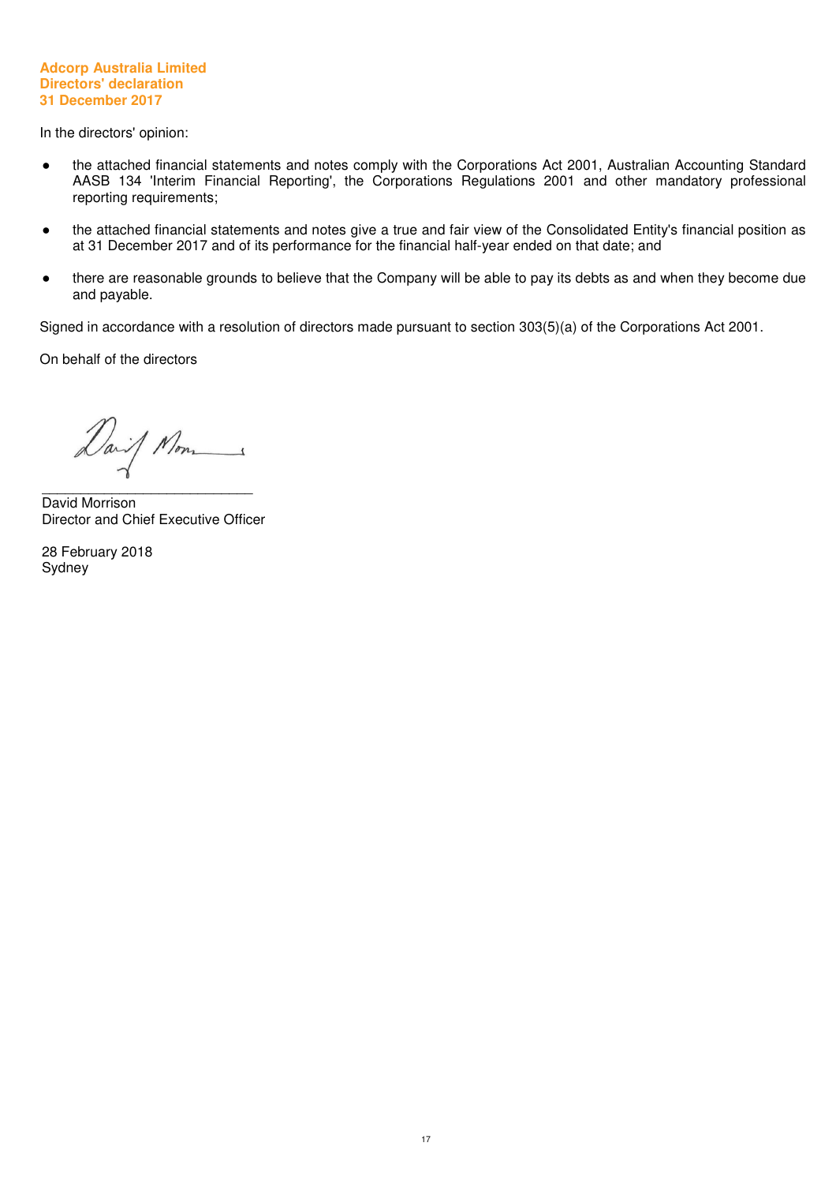**Adcorp Australia Limited**
**Directors' declaration**
**31 December 2017**

In the directors' opinion:

- the attached financial statements and notes comply with the Corporations Act 2001, Australian Accounting Standard AASB 134 'Interim Financial Reporting', the Corporations Regulations 2001 and other mandatory professional reporting requirements;
- the attached financial statements and notes give a true and fair view of the Consolidated Entity's financial position as at 31 December 2017 and of its performance for the financial half-year ended on that date; and
- there are reasonable grounds to believe that the Company will be able to pay its debts as and when they become due and payable.

Signed in accordance with a resolution of directors made pursuant to section 303(5)(a) of the Corporations Act 2001.

On behalf of the directors

___________________________
David Morrison
Director and Chief Executive Officer

28 February 2018
Sydney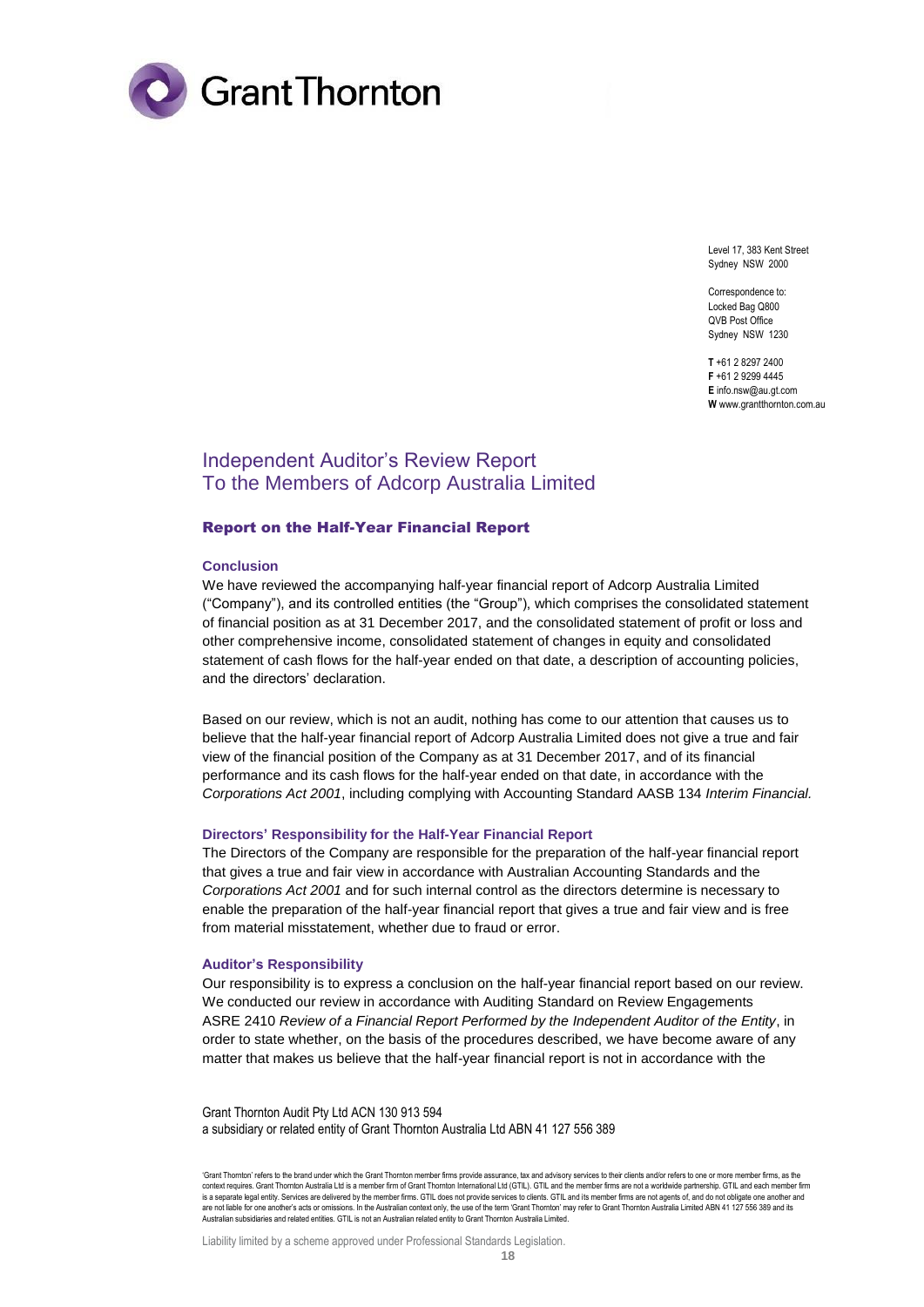Level 17, 383 Kent Street
Sydney NSW 2000

Correspondence to:
Locked Bag Q800
QVB Post Office
Sydney NSW 1230

**T** +61 2 8297 2400
**F** +61 2 9299 4445
**E** info.nsw@au.gt.com
**W** www.grantthornton.com.au

# Independent Auditor's Review Report
# To the Members of Adcorp Australia Limited

## Report on the Half-Year Financial Report

### Conclusion

We have reviewed the accompanying half-year financial report of Adcorp Australia Limited ("Company"), and its controlled entities (the "Group"), which comprises the consolidated statement of financial position as at 31 December 2017, and the consolidated statement of profit or loss and other comprehensive income, consolidated statement of changes in equity and consolidated statement of cash flows for the half-year ended on that date, a description of accounting policies, and the directors' declaration.

Based on our review, which is not an audit, nothing has come to our attention that causes us to believe that the half-year financial report of Adcorp Australia Limited does not give a true and fair view of the financial position of the Company as at 31 December 2017, and of its financial performance and its cash flows for the half-year ended on that date, in accordance with the *Corporations Act 2001*, including complying with Accounting Standard AASB 134 *Interim Financial.*

### Directors' Responsibility for the Half-Year Financial Report

The Directors of the Company are responsible for the preparation of the half-year financial report that gives a true and fair view in accordance with Australian Accounting Standards and the *Corporations Act 2001* and for such internal control as the directors determine is necessary to enable the preparation of the half-year financial report that gives a true and fair view and is free from material misstatement, whether due to fraud or error.

### Auditor's Responsibility

Our responsibility is to express a conclusion on the half-year financial report based on our review. We conducted our review in accordance with Auditing Standard on Review Engagements ASRE 2410 *Review of a Financial Report Performed by the Independent Auditor of the Entity*, in order to state whether, on the basis of the procedures described, we have become aware of any matter that makes us believe that the half-year financial report is not in accordance with the

Grant Thornton Audit Pty Ltd ACN 130 913 594
a subsidiary or related entity of Grant Thornton Australia Ltd ABN 41 127 556 389

'Grant Thornton' refers to the brand under which the Grant Thornton member firms provide assurance, tax and advisory services to their clients and/or refers to one or more member firms, as the context requires. Grant Thornton Australia Ltd is a member firm of Grant Thornton International Ltd (GTIL). GTIL and the member firms are not a worldwide partnership. GTIL and each member firm is a separate legal entity. Services are delivered by the member firms. GTIL does not provide services to clients. GTIL and its member firms are not agents of, and do not obligate one another and are not liable for one another's acts or omissions. In the Australian context only, the use of the term 'Grant Thornton' may refer to Grant Thornton Australia Limited ABN 41 127 556 389 and its Australian subsidiaries and related entities. GTIL is not an Australian related entity to Grant Thornton Australia Limited.

Liability limited by a scheme approved under Professional Standards Legislation.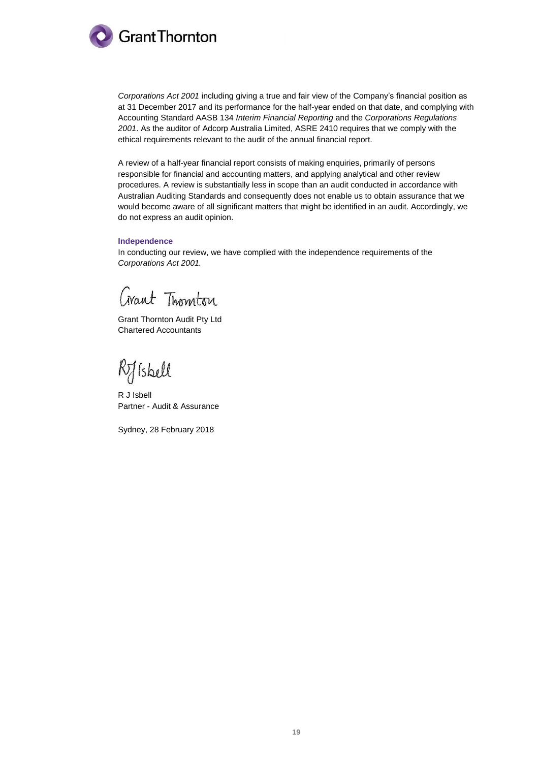*Corporations Act 2001* including giving a true and fair view of the Company's financial position as at 31 December 2017 and its performance for the half-year ended on that date, and complying with Accounting Standard AASB 134 *Interim Financial Reporting* and the *Corporations Regulations 2001*. As the auditor of Adcorp Australia Limited, ASRE 2410 requires that we comply with the ethical requirements relevant to the audit of the annual financial report.

A review of a half-year financial report consists of making enquiries, primarily of persons responsible for financial and accounting matters, and applying analytical and other review procedures. A review is substantially less in scope than an audit conducted in accordance with Australian Auditing Standards and consequently does not enable us to obtain assurance that we would become aware of all significant matters that might be identified in an audit. Accordingly, we do not express an audit opinion.

**Independence**

In conducting our review, we have complied with the independence requirements of the *Corporations Act 2001.*

Grant Thornton

Grant Thornton Audit Pty Ltd
Chartered Accountants

RJ Isbell

R J Isbell
Partner - Audit & Assurance

Sydney, 28 February 2018